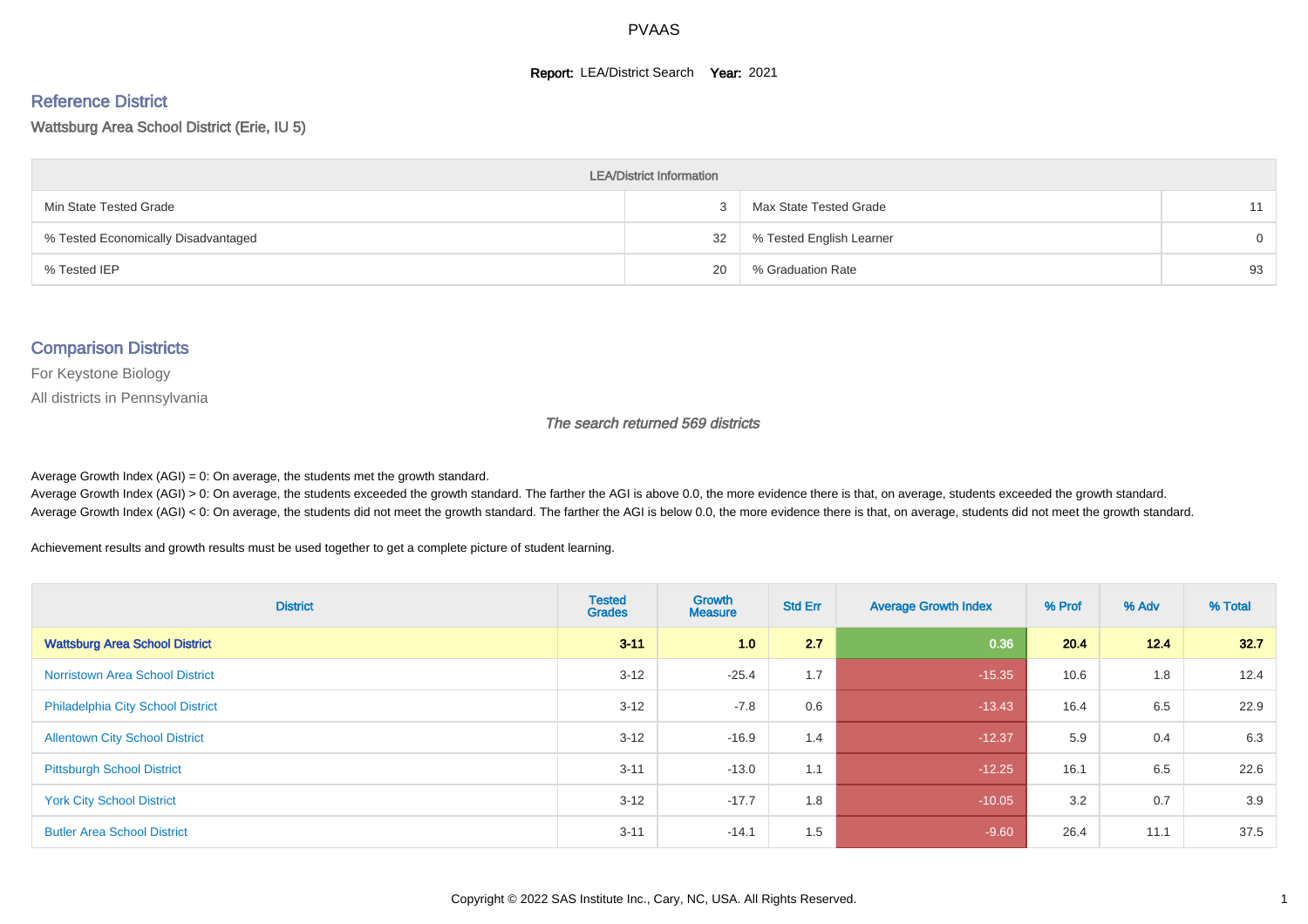# PVAAS

**Report:** LEA/District Search **Year:** 2021

## Reference District

Wattsburg Area School District (Erie, IU 5)

| LEA/District Information | | | |
|---|---|---|---|
| Min State Tested Grade | 3 | Max State Tested Grade | 11 |
| % Tested Economically Disadvantaged | 32 | % Tested English Learner | 0 |
| % Tested IEP | 20 | % Graduation Rate | 93 |

## Comparison Districts

For Keystone Biology

All districts in Pennsylvania

*The search returned 569 districts*

Average Growth Index (AGI) = 0: On average, the students met the growth standard.
Average Growth Index (AGI) > 0: On average, the students exceeded the growth standard. The farther the AGI is above 0.0, the more evidence there is that, on average, students exceeded the growth standard.
Average Growth Index (AGI) < 0: On average, the students did not meet the growth standard. The farther the AGI is below 0.0, the more evidence there is that, on average, students did not meet the growth standard.

Achievement results and growth results must be used together to get a complete picture of student learning.

| District | Tested Grades | Growth Measure | Std Err | Average Growth Index | % Prof | % Adv | % Total |
|---|---|---|---|---|---|---|---|
| **Wattsburg Area School District** | **3-11** | **1.0** | **2.7** | **0.36** | **20.4** | **12.4** | **32.7** |
| Norristown Area School District | 3-12 | -25.4 | 1.7 | -15.35 | 10.6 | 1.8 | 12.4 |
| Philadelphia City School District | 3-12 | -7.8 | 0.6 | -13.43 | 16.4 | 6.5 | 22.9 |
| Allentown City School District | 3-12 | -16.9 | 1.4 | -12.37 | 5.9 | 0.4 | 6.3 |
| Pittsburgh School District | 3-11 | -13.0 | 1.1 | -12.25 | 16.1 | 6.5 | 22.6 |
| York City School District | 3-12 | -17.7 | 1.8 | -10.05 | 3.2 | 0.7 | 3.9 |
| Butler Area School District | 3-11 | -14.1 | 1.5 | -9.60 | 26.4 | 11.1 | 37.5 |

Copyright © 2022 SAS Institute Inc., Cary, NC, USA. All Rights Reserved.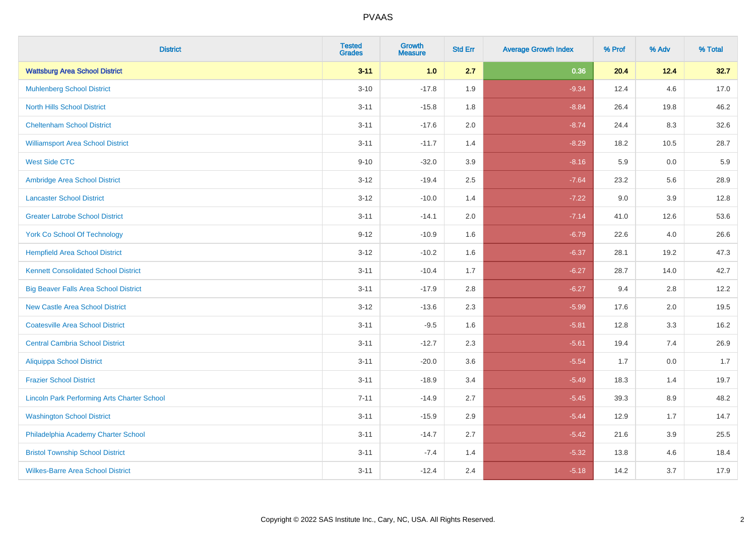| District | Tested Grades | Growth Measure | Std Err | Average Growth Index | % Prof | % Adv | % Total |
|---|---|---|---|---|---|---|---|
| **Wattsburg Area School District** | **3-11** | **1.0** | **2.7** | **0.36** | **20.4** | **12.4** | **32.7** |
| Muhlenberg School District | 3-10 | -17.8 | 1.9 | -9.34 | 12.4 | 4.6 | 17.0 |
| North Hills School District | 3-11 | -15.8 | 1.8 | -8.84 | 26.4 | 19.8 | 46.2 |
| Cheltenham School District | 3-11 | -17.6 | 2.0 | -8.74 | 24.4 | 8.3 | 32.6 |
| Williamsport Area School District | 3-11 | -11.7 | 1.4 | -8.29 | 18.2 | 10.5 | 28.7 |
| West Side CTC | 9-10 | -32.0 | 3.9 | -8.16 | 5.9 | 0.0 | 5.9 |
| Ambridge Area School District | 3-12 | -19.4 | 2.5 | -7.64 | 23.2 | 5.6 | 28.9 |
| Lancaster School District | 3-12 | -10.0 | 1.4 | -7.22 | 9.0 | 3.9 | 12.8 |
| Greater Latrobe School District | 3-11 | -14.1 | 2.0 | -7.14 | 41.0 | 12.6 | 53.6 |
| York Co School Of Technology | 9-12 | -10.9 | 1.6 | -6.79 | 22.6 | 4.0 | 26.6 |
| Hempfield Area School District | 3-12 | -10.2 | 1.6 | -6.37 | 28.1 | 19.2 | 47.3 |
| Kennett Consolidated School District | 3-11 | -10.4 | 1.7 | -6.27 | 28.7 | 14.0 | 42.7 |
| Big Beaver Falls Area School District | 3-11 | -17.9 | 2.8 | -6.27 | 9.4 | 2.8 | 12.2 |
| New Castle Area School District | 3-12 | -13.6 | 2.3 | -5.99 | 17.6 | 2.0 | 19.5 |
| Coatesville Area School District | 3-11 | -9.5 | 1.6 | -5.81 | 12.8 | 3.3 | 16.2 |
| Central Cambria School District | 3-11 | -12.7 | 2.3 | -5.61 | 19.4 | 7.4 | 26.9 |
| Aliquippa School District | 3-11 | -20.0 | 3.6 | -5.54 | 1.7 | 0.0 | 1.7 |
| Frazier School District | 3-11 | -18.9 | 3.4 | -5.49 | 18.3 | 1.4 | 19.7 |
| Lincoln Park Performing Arts Charter School | 7-11 | -14.9 | 2.7 | -5.45 | 39.3 | 8.9 | 48.2 |
| Washington School District | 3-11 | -15.9 | 2.9 | -5.44 | 12.9 | 1.7 | 14.7 |
| Philadelphia Academy Charter School | 3-11 | -14.7 | 2.7 | -5.42 | 21.6 | 3.9 | 25.5 |
| Bristol Township School District | 3-11 | -7.4 | 1.4 | -5.32 | 13.8 | 4.6 | 18.4 |
| Wilkes-Barre Area School District | 3-11 | -12.4 | 2.4 | -5.18 | 14.2 | 3.7 | 17.9 |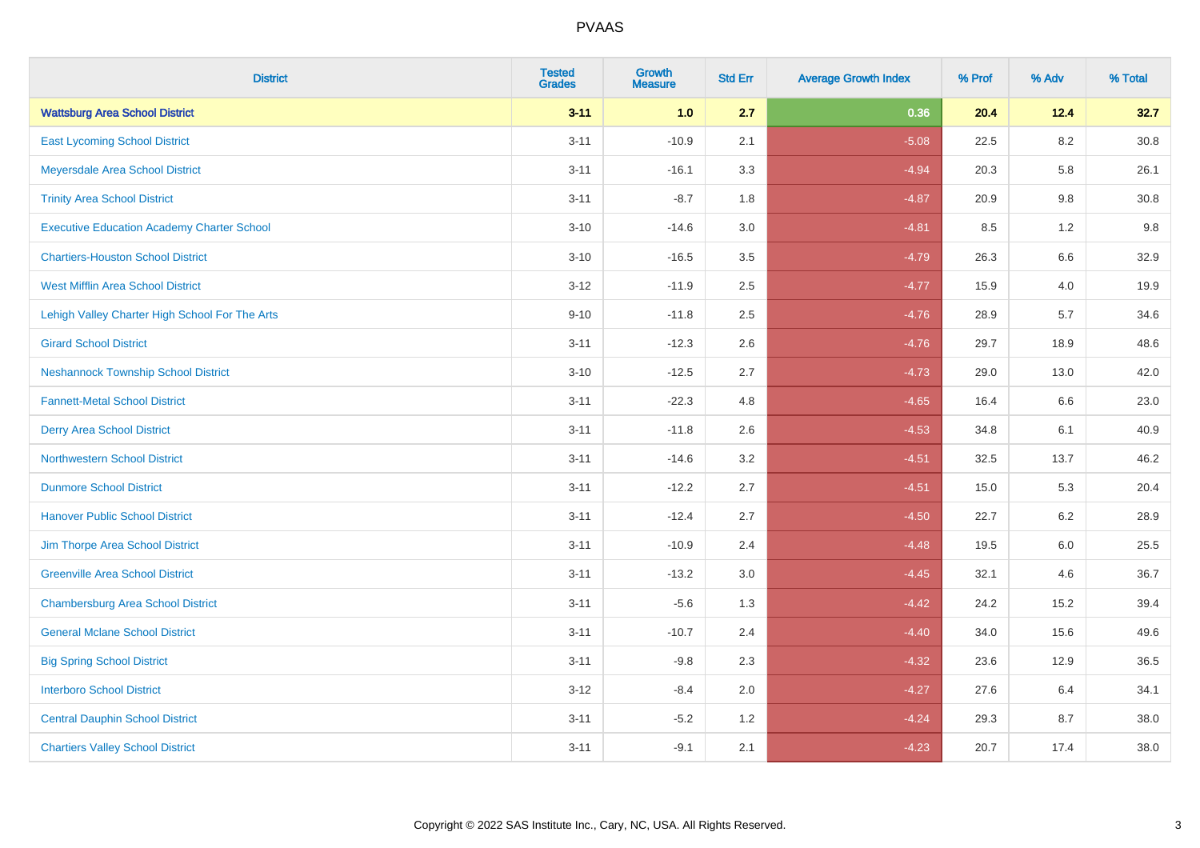# PVAAS

| District | Tested Grades | Growth Measure | Std Err | Average Growth Index | % Prof | % Adv | % Total |
|---|---|---|---|---|---|---|---|
| **Wattsburg Area School District** | **3-11** | **1.0** | **2.7** | **0.36** | **20.4** | **12.4** | **32.7** |
| East Lycoming School District | 3-11 | -10.9 | 2.1 | -5.08 | 22.5 | 8.2 | 30.8 |
| Meyersdale Area School District | 3-11 | -16.1 | 3.3 | -4.94 | 20.3 | 5.8 | 26.1 |
| Trinity Area School District | 3-11 | -8.7 | 1.8 | -4.87 | 20.9 | 9.8 | 30.8 |
| Executive Education Academy Charter School | 3-10 | -14.6 | 3.0 | -4.81 | 8.5 | 1.2 | 9.8 |
| Chartiers-Houston School District | 3-10 | -16.5 | 3.5 | -4.79 | 26.3 | 6.6 | 32.9 |
| West Mifflin Area School District | 3-12 | -11.9 | 2.5 | -4.77 | 15.9 | 4.0 | 19.9 |
| Lehigh Valley Charter High School For The Arts | 9-10 | -11.8 | 2.5 | -4.76 | 28.9 | 5.7 | 34.6 |
| Girard School District | 3-11 | -12.3 | 2.6 | -4.76 | 29.7 | 18.9 | 48.6 |
| Neshannock Township School District | 3-10 | -12.5 | 2.7 | -4.73 | 29.0 | 13.0 | 42.0 |
| Fannett-Metal School District | 3-11 | -22.3 | 4.8 | -4.65 | 16.4 | 6.6 | 23.0 |
| Derry Area School District | 3-11 | -11.8 | 2.6 | -4.53 | 34.8 | 6.1 | 40.9 |
| Northwestern School District | 3-11 | -14.6 | 3.2 | -4.51 | 32.5 | 13.7 | 46.2 |
| Dunmore School District | 3-11 | -12.2 | 2.7 | -4.51 | 15.0 | 5.3 | 20.4 |
| Hanover Public School District | 3-11 | -12.4 | 2.7 | -4.50 | 22.7 | 6.2 | 28.9 |
| Jim Thorpe Area School District | 3-11 | -10.9 | 2.4 | -4.48 | 19.5 | 6.0 | 25.5 |
| Greenville Area School District | 3-11 | -13.2 | 3.0 | -4.45 | 32.1 | 4.6 | 36.7 |
| Chambersburg Area School District | 3-11 | -5.6 | 1.3 | -4.42 | 24.2 | 15.2 | 39.4 |
| General Mclane School District | 3-11 | -10.7 | 2.4 | -4.40 | 34.0 | 15.6 | 49.6 |
| Big Spring School District | 3-11 | -9.8 | 2.3 | -4.32 | 23.6 | 12.9 | 36.5 |
| Interboro School District | 3-12 | -8.4 | 2.0 | -4.27 | 27.6 | 6.4 | 34.1 |
| Central Dauphin School District | 3-11 | -5.2 | 1.2 | -4.24 | 29.3 | 8.7 | 38.0 |
| Chartiers Valley School District | 3-11 | -9.1 | 2.1 | -4.23 | 20.7 | 17.4 | 38.0 |

Copyright © 2022 SAS Institute Inc., Cary, NC, USA. All Rights Reserved.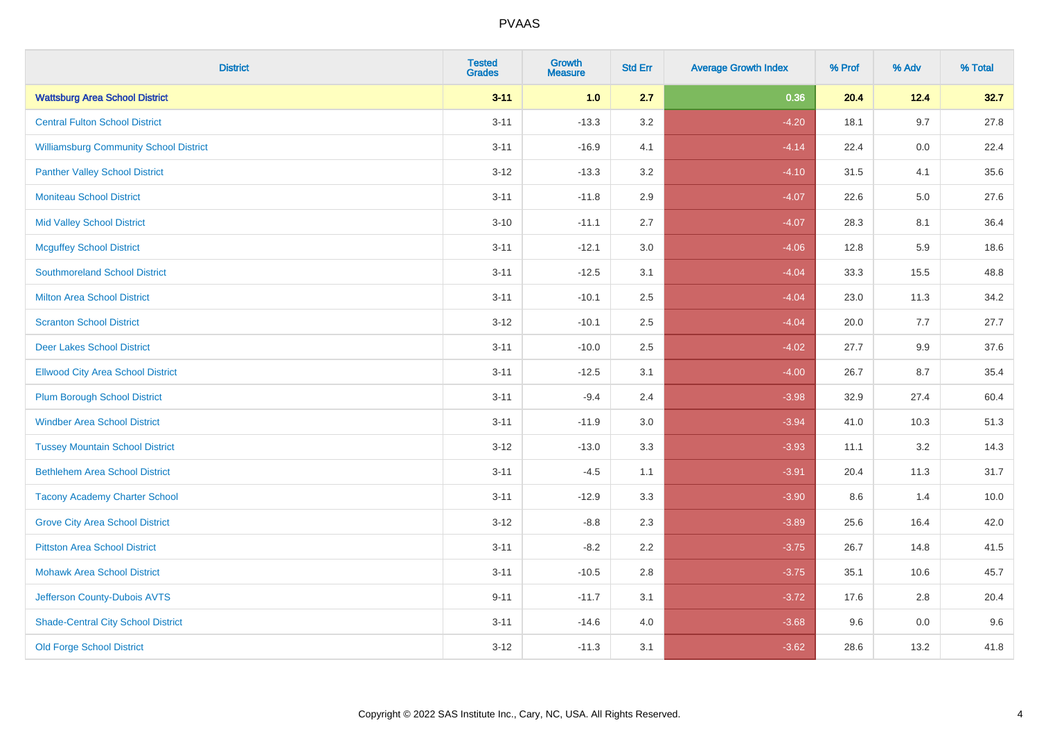# PVAAS

| District | Tested Grades | Growth Measure | Std Err | Average Growth Index | % Prof | % Adv | % Total |
|---|---|---|---|---|---|---|---|
| **Wattsburg Area School District** | **3-11** | **1.0** | **2.7** | **0.36** | **20.4** | **12.4** | **32.7** |
| Central Fulton School District | 3-11 | -13.3 | 3.2 | -4.20 | 18.1 | 9.7 | 27.8 |
| Williamsburg Community School District | 3-11 | -16.9 | 4.1 | -4.14 | 22.4 | 0.0 | 22.4 |
| Panther Valley School District | 3-12 | -13.3 | 3.2 | -4.10 | 31.5 | 4.1 | 35.6 |
| Moniteau School District | 3-11 | -11.8 | 2.9 | -4.07 | 22.6 | 5.0 | 27.6 |
| Mid Valley School District | 3-10 | -11.1 | 2.7 | -4.07 | 28.3 | 8.1 | 36.4 |
| Mcguffey School District | 3-11 | -12.1 | 3.0 | -4.06 | 12.8 | 5.9 | 18.6 |
| Southmoreland School District | 3-11 | -12.5 | 3.1 | -4.04 | 33.3 | 15.5 | 48.8 |
| Milton Area School District | 3-11 | -10.1 | 2.5 | -4.04 | 23.0 | 11.3 | 34.2 |
| Scranton School District | 3-12 | -10.1 | 2.5 | -4.04 | 20.0 | 7.7 | 27.7 |
| Deer Lakes School District | 3-11 | -10.0 | 2.5 | -4.02 | 27.7 | 9.9 | 37.6 |
| Ellwood City Area School District | 3-11 | -12.5 | 3.1 | -4.00 | 26.7 | 8.7 | 35.4 |
| Plum Borough School District | 3-11 | -9.4 | 2.4 | -3.98 | 32.9 | 27.4 | 60.4 |
| Windber Area School District | 3-11 | -11.9 | 3.0 | -3.94 | 41.0 | 10.3 | 51.3 |
| Tussey Mountain School District | 3-12 | -13.0 | 3.3 | -3.93 | 11.1 | 3.2 | 14.3 |
| Bethlehem Area School District | 3-11 | -4.5 | 1.1 | -3.91 | 20.4 | 11.3 | 31.7 |
| Tacony Academy Charter School | 3-11 | -12.9 | 3.3 | -3.90 | 8.6 | 1.4 | 10.0 |
| Grove City Area School District | 3-12 | -8.8 | 2.3 | -3.89 | 25.6 | 16.4 | 42.0 |
| Pittston Area School District | 3-11 | -8.2 | 2.2 | -3.75 | 26.7 | 14.8 | 41.5 |
| Mohawk Area School District | 3-11 | -10.5 | 2.8 | -3.75 | 35.1 | 10.6 | 45.7 |
| Jefferson County-Dubois AVTS | 9-11 | -11.7 | 3.1 | -3.72 | 17.6 | 2.8 | 20.4 |
| Shade-Central City School District | 3-11 | -14.6 | 4.0 | -3.68 | 9.6 | 0.0 | 9.6 |
| Old Forge School District | 3-12 | -11.3 | 3.1 | -3.62 | 28.6 | 13.2 | 41.8 |

Copyright © 2022 SAS Institute Inc., Cary, NC, USA. All Rights Reserved.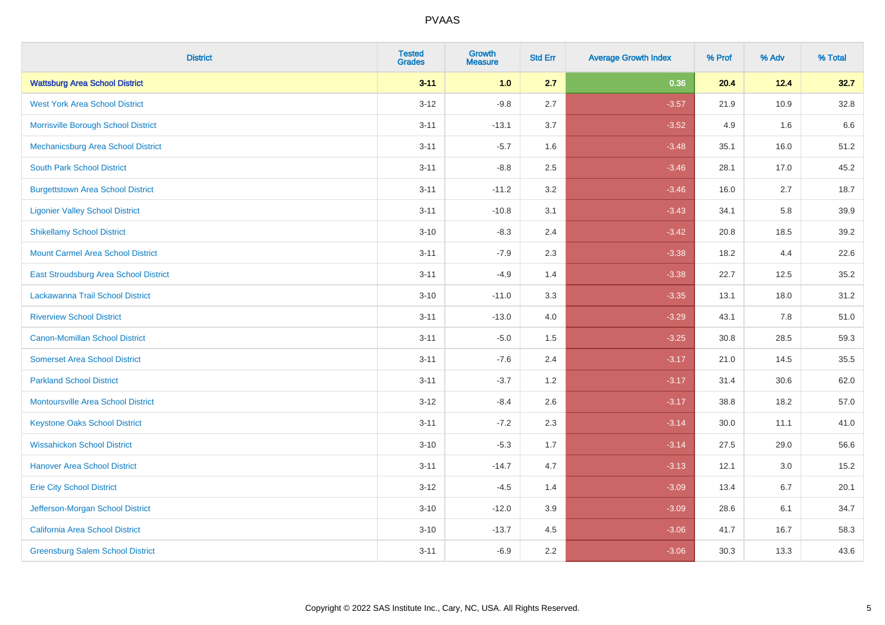PVAAS

| District | Tested Grades | Growth Measure | Std Err | Average Growth Index | % Prof | % Adv | % Total |
|---|---|---|---|---|---|---|---|
| **Wattsburg Area School District** | **3-11** | **1.0** | **2.7** | **0.36** | **20.4** | **12.4** | **32.7** |
| West York Area School District | 3-12 | -9.8 | 2.7 | -3.57 | 21.9 | 10.9 | 32.8 |
| Morrisville Borough School District | 3-11 | -13.1 | 3.7 | -3.52 | 4.9 | 1.6 | 6.6 |
| Mechanicsburg Area School District | 3-11 | -5.7 | 1.6 | -3.48 | 35.1 | 16.0 | 51.2 |
| South Park School District | 3-11 | -8.8 | 2.5 | -3.46 | 28.1 | 17.0 | 45.2 |
| Burgettstown Area School District | 3-11 | -11.2 | 3.2 | -3.46 | 16.0 | 2.7 | 18.7 |
| Ligonier Valley School District | 3-11 | -10.8 | 3.1 | -3.43 | 34.1 | 5.8 | 39.9 |
| Shikellamy School District | 3-10 | -8.3 | 2.4 | -3.42 | 20.8 | 18.5 | 39.2 |
| Mount Carmel Area School District | 3-11 | -7.9 | 2.3 | -3.38 | 18.2 | 4.4 | 22.6 |
| East Stroudsburg Area School District | 3-11 | -4.9 | 1.4 | -3.38 | 22.7 | 12.5 | 35.2 |
| Lackawanna Trail School District | 3-10 | -11.0 | 3.3 | -3.35 | 13.1 | 18.0 | 31.2 |
| Riverview School District | 3-11 | -13.0 | 4.0 | -3.29 | 43.1 | 7.8 | 51.0 |
| Canon-Mcmillan School District | 3-11 | -5.0 | 1.5 | -3.25 | 30.8 | 28.5 | 59.3 |
| Somerset Area School District | 3-11 | -7.6 | 2.4 | -3.17 | 21.0 | 14.5 | 35.5 |
| Parkland School District | 3-11 | -3.7 | 1.2 | -3.17 | 31.4 | 30.6 | 62.0 |
| Montoursville Area School District | 3-12 | -8.4 | 2.6 | -3.17 | 38.8 | 18.2 | 57.0 |
| Keystone Oaks School District | 3-11 | -7.2 | 2.3 | -3.14 | 30.0 | 11.1 | 41.0 |
| Wissahickon School District | 3-10 | -5.3 | 1.7 | -3.14 | 27.5 | 29.0 | 56.6 |
| Hanover Area School District | 3-11 | -14.7 | 4.7 | -3.13 | 12.1 | 3.0 | 15.2 |
| Erie City School District | 3-12 | -4.5 | 1.4 | -3.09 | 13.4 | 6.7 | 20.1 |
| Jefferson-Morgan School District | 3-10 | -12.0 | 3.9 | -3.09 | 28.6 | 6.1 | 34.7 |
| California Area School District | 3-10 | -13.7 | 4.5 | -3.06 | 41.7 | 16.7 | 58.3 |
| Greensburg Salem School District | 3-11 | -6.9 | 2.2 | -3.06 | 30.3 | 13.3 | 43.6 |

Copyright © 2022 SAS Institute Inc., Cary, NC, USA. All Rights Reserved.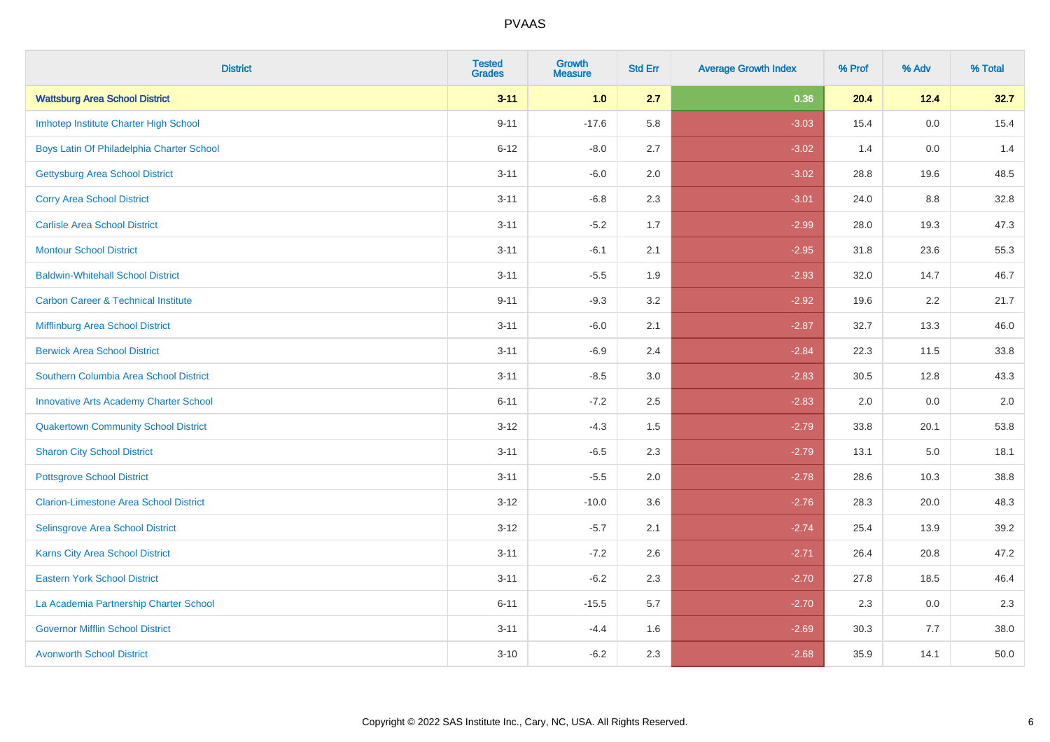| District | Tested Grades | Growth Measure | Std Err | Average Growth Index | % Prof | % Adv | % Total |
|---|---|---|---|---|---|---|---|
| **Wattsburg Area School District** | **3-11** | **1.0** | **2.7** | **0.36** | **20.4** | **12.4** | **32.7** |
| Imhotep Institute Charter High School | 9-11 | -17.6 | 5.8 | -3.03 | 15.4 | 0.0 | 15.4 |
| Boys Latin Of Philadelphia Charter School | 6-12 | -8.0 | 2.7 | -3.02 | 1.4 | 0.0 | 1.4 |
| Gettysburg Area School District | 3-11 | -6.0 | 2.0 | -3.02 | 28.8 | 19.6 | 48.5 |
| Corry Area School District | 3-11 | -6.8 | 2.3 | -3.01 | 24.0 | 8.8 | 32.8 |
| Carlisle Area School District | 3-11 | -5.2 | 1.7 | -2.99 | 28.0 | 19.3 | 47.3 |
| Montour School District | 3-11 | -6.1 | 2.1 | -2.95 | 31.8 | 23.6 | 55.3 |
| Baldwin-Whitehall School District | 3-11 | -5.5 | 1.9 | -2.93 | 32.0 | 14.7 | 46.7 |
| Carbon Career & Technical Institute | 9-11 | -9.3 | 3.2 | -2.92 | 19.6 | 2.2 | 21.7 |
| Mifflinburg Area School District | 3-11 | -6.0 | 2.1 | -2.87 | 32.7 | 13.3 | 46.0 |
| Berwick Area School District | 3-11 | -6.9 | 2.4 | -2.84 | 22.3 | 11.5 | 33.8 |
| Southern Columbia Area School District | 3-11 | -8.5 | 3.0 | -2.83 | 30.5 | 12.8 | 43.3 |
| Innovative Arts Academy Charter School | 6-11 | -7.2 | 2.5 | -2.83 | 2.0 | 0.0 | 2.0 |
| Quakertown Community School District | 3-12 | -4.3 | 1.5 | -2.79 | 33.8 | 20.1 | 53.8 |
| Sharon City School District | 3-11 | -6.5 | 2.3 | -2.79 | 13.1 | 5.0 | 18.1 |
| Pottsgrove School District | 3-11 | -5.5 | 2.0 | -2.78 | 28.6 | 10.3 | 38.8 |
| Clarion-Limestone Area School District | 3-12 | -10.0 | 3.6 | -2.76 | 28.3 | 20.0 | 48.3 |
| Selinsgrove Area School District | 3-12 | -5.7 | 2.1 | -2.74 | 25.4 | 13.9 | 39.2 |
| Karns City Area School District | 3-11 | -7.2 | 2.6 | -2.71 | 26.4 | 20.8 | 47.2 |
| Eastern York School District | 3-11 | -6.2 | 2.3 | -2.70 | 27.8 | 18.5 | 46.4 |
| La Academia Partnership Charter School | 6-11 | -15.5 | 5.7 | -2.70 | 2.3 | 0.0 | 2.3 |
| Governor Mifflin School District | 3-11 | -4.4 | 1.6 | -2.69 | 30.3 | 7.7 | 38.0 |
| Avonworth School District | 3-10 | -6.2 | 2.3 | -2.68 | 35.9 | 14.1 | 50.0 |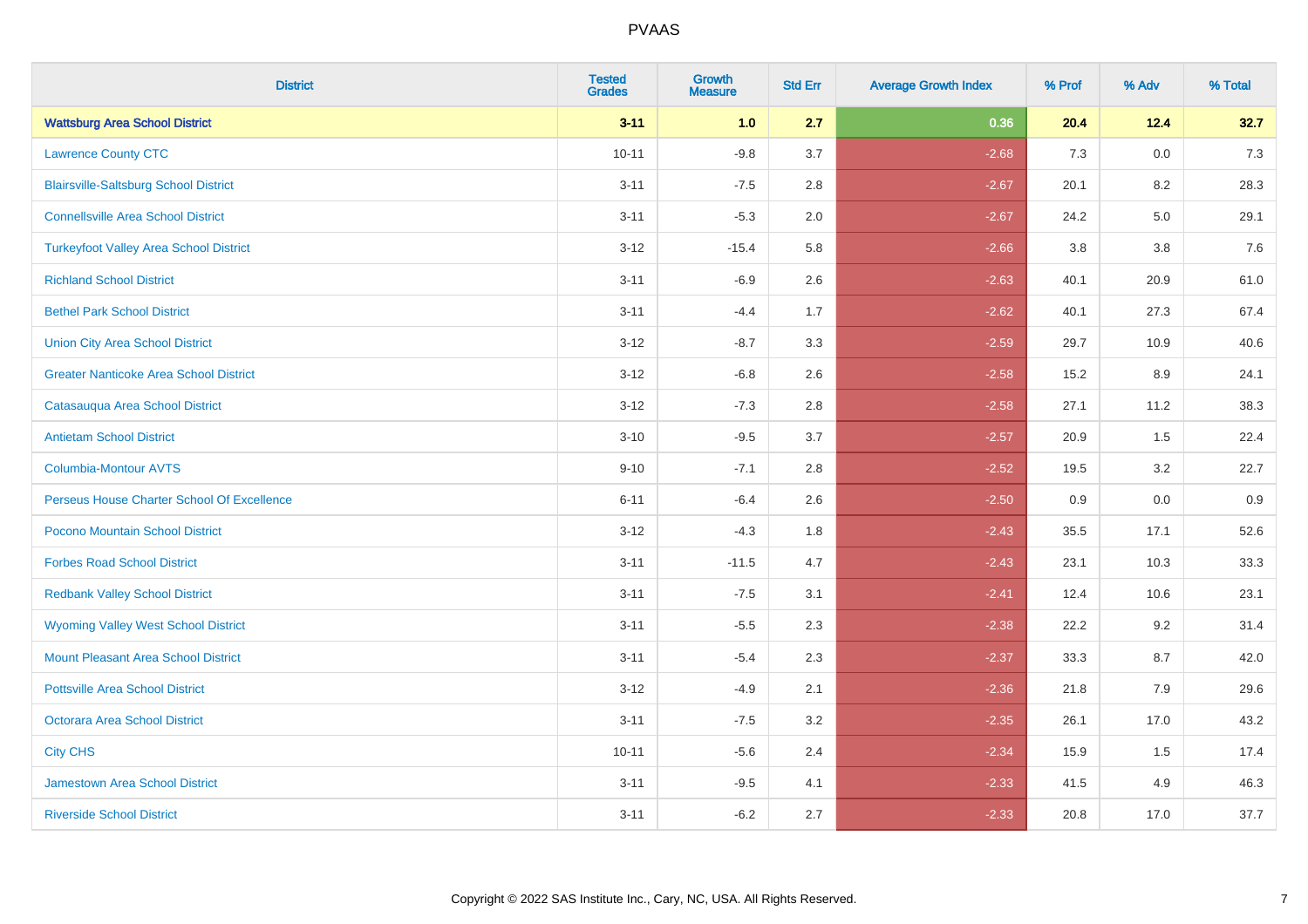# PVAAS

| District | Tested Grades | Growth Measure | Std Err | Average Growth Index | % Prof | % Adv | % Total |
|---|---|---|---|---|---|---|---|
| **Wattsburg Area School District** | **3-11** | **1.0** | **2.7** | **0.36** | **20.4** | **12.4** | **32.7** |
| Lawrence County CTC | 10-11 | -9.8 | 3.7 | -2.68 | 7.3 | 0.0 | 7.3 |
| Blairsville-Saltsburg School District | 3-11 | -7.5 | 2.8 | -2.67 | 20.1 | 8.2 | 28.3 |
| Connellsville Area School District | 3-11 | -5.3 | 2.0 | -2.67 | 24.2 | 5.0 | 29.1 |
| Turkeyfoot Valley Area School District | 3-12 | -15.4 | 5.8 | -2.66 | 3.8 | 3.8 | 7.6 |
| Richland School District | 3-11 | -6.9 | 2.6 | -2.63 | 40.1 | 20.9 | 61.0 |
| Bethel Park School District | 3-11 | -4.4 | 1.7 | -2.62 | 40.1 | 27.3 | 67.4 |
| Union City Area School District | 3-12 | -8.7 | 3.3 | -2.59 | 29.7 | 10.9 | 40.6 |
| Greater Nanticoke Area School District | 3-12 | -6.8 | 2.6 | -2.58 | 15.2 | 8.9 | 24.1 |
| Catasauqua Area School District | 3-12 | -7.3 | 2.8 | -2.58 | 27.1 | 11.2 | 38.3 |
| Antietam School District | 3-10 | -9.5 | 3.7 | -2.57 | 20.9 | 1.5 | 22.4 |
| Columbia-Montour AVTS | 9-10 | -7.1 | 2.8 | -2.52 | 19.5 | 3.2 | 22.7 |
| Perseus House Charter School Of Excellence | 6-11 | -6.4 | 2.6 | -2.50 | 0.9 | 0.0 | 0.9 |
| Pocono Mountain School District | 3-12 | -4.3 | 1.8 | -2.43 | 35.5 | 17.1 | 52.6 |
| Forbes Road School District | 3-11 | -11.5 | 4.7 | -2.43 | 23.1 | 10.3 | 33.3 |
| Redbank Valley School District | 3-11 | -7.5 | 3.1 | -2.41 | 12.4 | 10.6 | 23.1 |
| Wyoming Valley West School District | 3-11 | -5.5 | 2.3 | -2.38 | 22.2 | 9.2 | 31.4 |
| Mount Pleasant Area School District | 3-11 | -5.4 | 2.3 | -2.37 | 33.3 | 8.7 | 42.0 |
| Pottsville Area School District | 3-12 | -4.9 | 2.1 | -2.36 | 21.8 | 7.9 | 29.6 |
| Octorara Area School District | 3-11 | -7.5 | 3.2 | -2.35 | 26.1 | 17.0 | 43.2 |
| City CHS | 10-11 | -5.6 | 2.4 | -2.34 | 15.9 | 1.5 | 17.4 |
| Jamestown Area School District | 3-11 | -9.5 | 4.1 | -2.33 | 41.5 | 4.9 | 46.3 |
| Riverside School District | 3-11 | -6.2 | 2.7 | -2.33 | 20.8 | 17.0 | 37.7 |

Copyright © 2022 SAS Institute Inc., Cary, NC, USA. All Rights Reserved.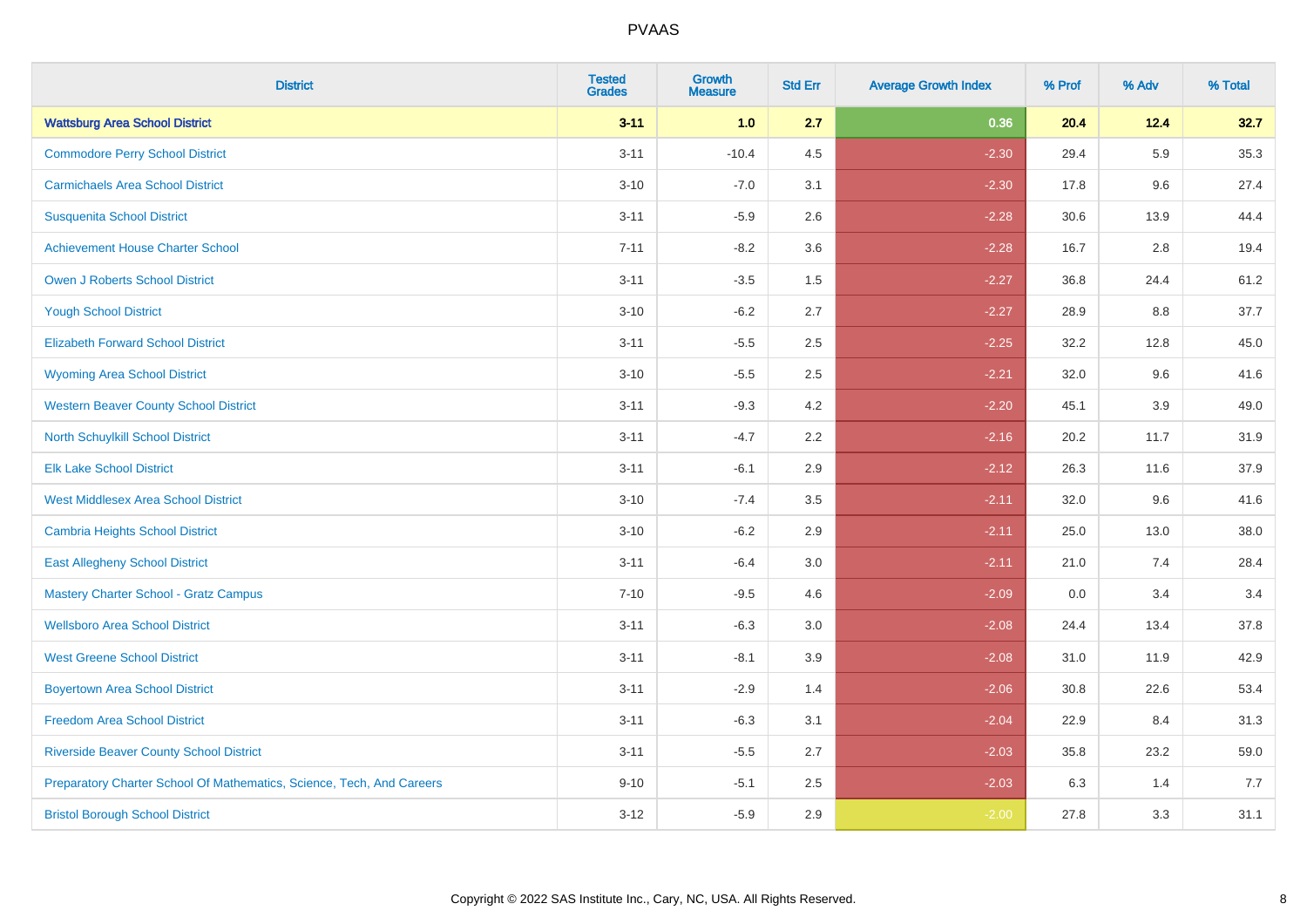| District | Tested Grades | Growth Measure | Std Err | Average Growth Index | % Prof | % Adv | % Total |
|---|---|---|---|---|---|---|---|
| **Wattsburg Area School District** | **3-11** | **1.0** | **2.7** | **0.36** | **20.4** | **12.4** | **32.7** |
| Commodore Perry School District | 3-11 | -10.4 | 4.5 | -2.30 | 29.4 | 5.9 | 35.3 |
| Carmichaels Area School District | 3-10 | -7.0 | 3.1 | -2.30 | 17.8 | 9.6 | 27.4 |
| Susquenita School District | 3-11 | -5.9 | 2.6 | -2.28 | 30.6 | 13.9 | 44.4 |
| Achievement House Charter School | 7-11 | -8.2 | 3.6 | -2.28 | 16.7 | 2.8 | 19.4 |
| Owen J Roberts School District | 3-11 | -3.5 | 1.5 | -2.27 | 36.8 | 24.4 | 61.2 |
| Yough School District | 3-10 | -6.2 | 2.7 | -2.27 | 28.9 | 8.8 | 37.7 |
| Elizabeth Forward School District | 3-11 | -5.5 | 2.5 | -2.25 | 32.2 | 12.8 | 45.0 |
| Wyoming Area School District | 3-10 | -5.5 | 2.5 | -2.21 | 32.0 | 9.6 | 41.6 |
| Western Beaver County School District | 3-11 | -9.3 | 4.2 | -2.20 | 45.1 | 3.9 | 49.0 |
| North Schuylkill School District | 3-11 | -4.7 | 2.2 | -2.16 | 20.2 | 11.7 | 31.9 |
| Elk Lake School District | 3-11 | -6.1 | 2.9 | -2.12 | 26.3 | 11.6 | 37.9 |
| West Middlesex Area School District | 3-10 | -7.4 | 3.5 | -2.11 | 32.0 | 9.6 | 41.6 |
| Cambria Heights School District | 3-10 | -6.2 | 2.9 | -2.11 | 25.0 | 13.0 | 38.0 |
| East Allegheny School District | 3-11 | -6.4 | 3.0 | -2.11 | 21.0 | 7.4 | 28.4 |
| Mastery Charter School - Gratz Campus | 7-10 | -9.5 | 4.6 | -2.09 | 0.0 | 3.4 | 3.4 |
| Wellsboro Area School District | 3-11 | -6.3 | 3.0 | -2.08 | 24.4 | 13.4 | 37.8 |
| West Greene School District | 3-11 | -8.1 | 3.9 | -2.08 | 31.0 | 11.9 | 42.9 |
| Boyertown Area School District | 3-11 | -2.9 | 1.4 | -2.06 | 30.8 | 22.6 | 53.4 |
| Freedom Area School District | 3-11 | -6.3 | 3.1 | -2.04 | 22.9 | 8.4 | 31.3 |
| Riverside Beaver County School District | 3-11 | -5.5 | 2.7 | -2.03 | 35.8 | 23.2 | 59.0 |
| Preparatory Charter School Of Mathematics, Science, Tech, And Careers | 9-10 | -5.1 | 2.5 | -2.03 | 6.3 | 1.4 | 7.7 |
| Bristol Borough School District | 3-12 | -5.9 | 2.9 | -2.00 | 27.8 | 3.3 | 31.1 |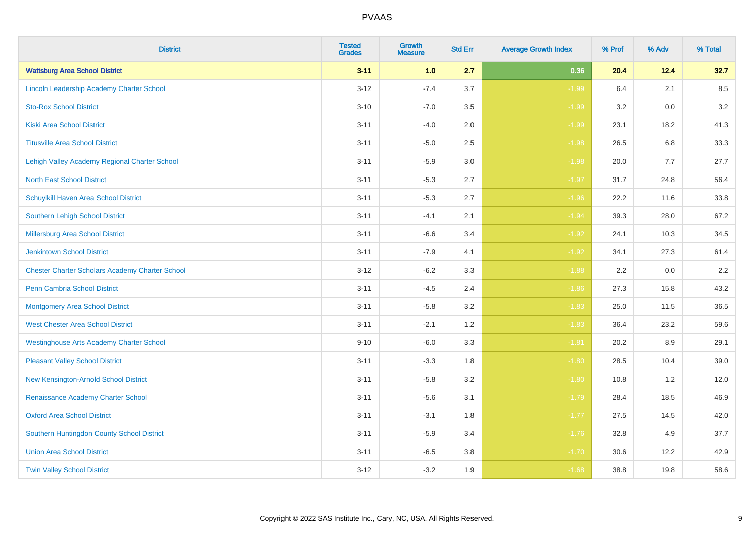| District | Tested Grades | Growth Measure | Std Err | Average Growth Index | % Prof | % Adv | % Total |
|---|---|---|---|---|---|---|---|
| **Wattsburg Area School District** | **3-11** | **1.0** | **2.7** | **0.36** | **20.4** | **12.4** | **32.7** |
| Lincoln Leadership Academy Charter School | 3-12 | -7.4 | 3.7 | -1.99 | 6.4 | 2.1 | 8.5 |
| Sto-Rox School District | 3-10 | -7.0 | 3.5 | -1.99 | 3.2 | 0.0 | 3.2 |
| Kiski Area School District | 3-11 | -4.0 | 2.0 | -1.99 | 23.1 | 18.2 | 41.3 |
| Titusville Area School District | 3-11 | -5.0 | 2.5 | -1.98 | 26.5 | 6.8 | 33.3 |
| Lehigh Valley Academy Regional Charter School | 3-11 | -5.9 | 3.0 | -1.98 | 20.0 | 7.7 | 27.7 |
| North East School District | 3-11 | -5.3 | 2.7 | -1.97 | 31.7 | 24.8 | 56.4 |
| Schuylkill Haven Area School District | 3-11 | -5.3 | 2.7 | -1.96 | 22.2 | 11.6 | 33.8 |
| Southern Lehigh School District | 3-11 | -4.1 | 2.1 | -1.94 | 39.3 | 28.0 | 67.2 |
| Millersburg Area School District | 3-11 | -6.6 | 3.4 | -1.92 | 24.1 | 10.3 | 34.5 |
| Jenkintown School District | 3-11 | -7.9 | 4.1 | -1.92 | 34.1 | 27.3 | 61.4 |
| Chester Charter Scholars Academy Charter School | 3-12 | -6.2 | 3.3 | -1.88 | 2.2 | 0.0 | 2.2 |
| Penn Cambria School District | 3-11 | -4.5 | 2.4 | -1.86 | 27.3 | 15.8 | 43.2 |
| Montgomery Area School District | 3-11 | -5.8 | 3.2 | -1.83 | 25.0 | 11.5 | 36.5 |
| West Chester Area School District | 3-11 | -2.1 | 1.2 | -1.83 | 36.4 | 23.2 | 59.6 |
| Westinghouse Arts Academy Charter School | 9-10 | -6.0 | 3.3 | -1.81 | 20.2 | 8.9 | 29.1 |
| Pleasant Valley School District | 3-11 | -3.3 | 1.8 | -1.80 | 28.5 | 10.4 | 39.0 |
| New Kensington-Arnold School District | 3-11 | -5.8 | 3.2 | -1.80 | 10.8 | 1.2 | 12.0 |
| Renaissance Academy Charter School | 3-11 | -5.6 | 3.1 | -1.79 | 28.4 | 18.5 | 46.9 |
| Oxford Area School District | 3-11 | -3.1 | 1.8 | -1.77 | 27.5 | 14.5 | 42.0 |
| Southern Huntingdon County School District | 3-11 | -5.9 | 3.4 | -1.76 | 32.8 | 4.9 | 37.7 |
| Union Area School District | 3-11 | -6.5 | 3.8 | -1.70 | 30.6 | 12.2 | 42.9 |
| Twin Valley School District | 3-12 | -3.2 | 1.9 | -1.68 | 38.8 | 19.8 | 58.6 |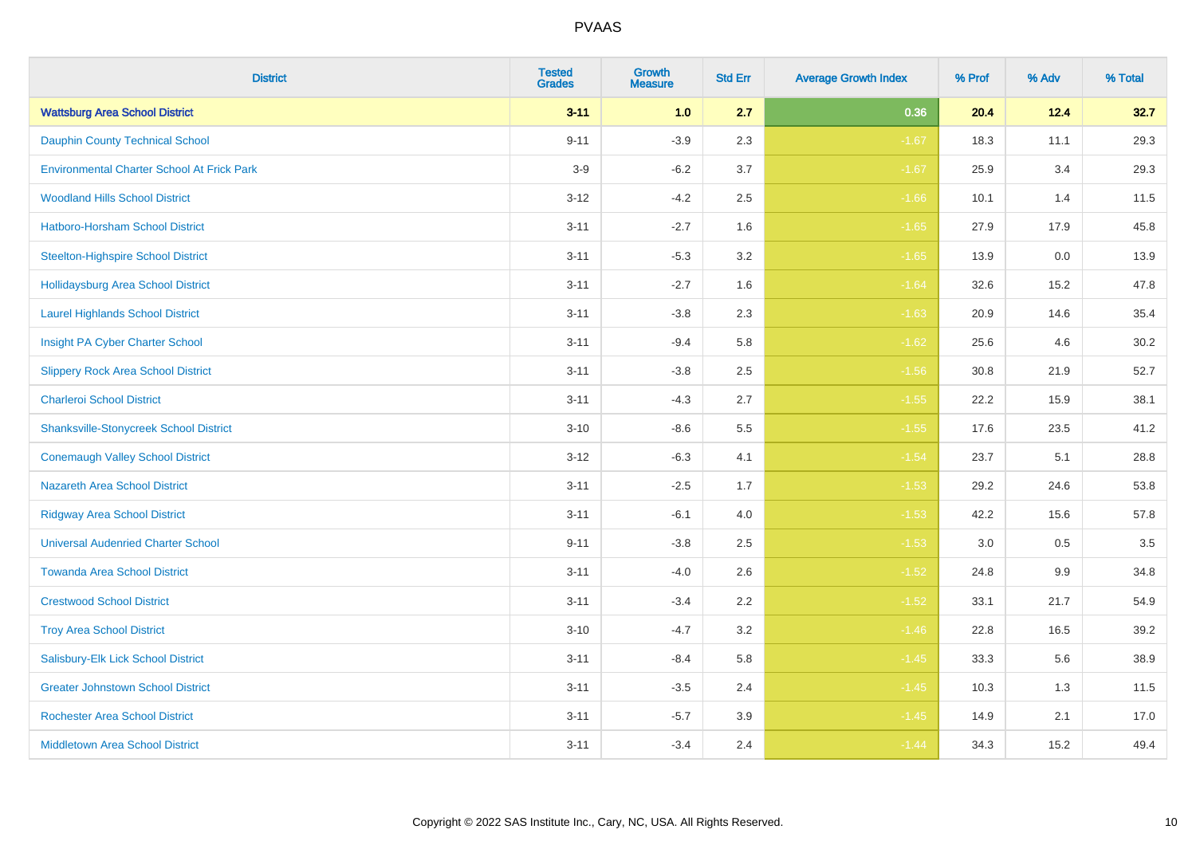# PVAAS

| District | Tested Grades | Growth Measure | Std Err | Average Growth Index | % Prof | % Adv | % Total |
|---|---|---|---|---|---|---|---|
| **Wattsburg Area School District** | **3-11** | **1.0** | **2.7** | **0.36** | **20.4** | **12.4** | **32.7** |
| Dauphin County Technical School | 9-11 | -3.9 | 2.3 | -1.67 | 18.3 | 11.1 | 29.3 |
| Environmental Charter School At Frick Park | 3-9 | -6.2 | 3.7 | -1.67 | 25.9 | 3.4 | 29.3 |
| Woodland Hills School District | 3-12 | -4.2 | 2.5 | -1.66 | 10.1 | 1.4 | 11.5 |
| Hatboro-Horsham School District | 3-11 | -2.7 | 1.6 | -1.65 | 27.9 | 17.9 | 45.8 |
| Steelton-Highspire School District | 3-11 | -5.3 | 3.2 | -1.65 | 13.9 | 0.0 | 13.9 |
| Hollidaysburg Area School District | 3-11 | -2.7 | 1.6 | -1.64 | 32.6 | 15.2 | 47.8 |
| Laurel Highlands School District | 3-11 | -3.8 | 2.3 | -1.63 | 20.9 | 14.6 | 35.4 |
| Insight PA Cyber Charter School | 3-11 | -9.4 | 5.8 | -1.62 | 25.6 | 4.6 | 30.2 |
| Slippery Rock Area School District | 3-11 | -3.8 | 2.5 | -1.56 | 30.8 | 21.9 | 52.7 |
| Charleroi School District | 3-11 | -4.3 | 2.7 | -1.55 | 22.2 | 15.9 | 38.1 |
| Shanksville-Stonycreek School District | 3-10 | -8.6 | 5.5 | -1.55 | 17.6 | 23.5 | 41.2 |
| Conemaugh Valley School District | 3-12 | -6.3 | 4.1 | -1.54 | 23.7 | 5.1 | 28.8 |
| Nazareth Area School District | 3-11 | -2.5 | 1.7 | -1.53 | 29.2 | 24.6 | 53.8 |
| Ridgway Area School District | 3-11 | -6.1 | 4.0 | -1.53 | 42.2 | 15.6 | 57.8 |
| Universal Audenried Charter School | 9-11 | -3.8 | 2.5 | -1.53 | 3.0 | 0.5 | 3.5 |
| Towanda Area School District | 3-11 | -4.0 | 2.6 | -1.52 | 24.8 | 9.9 | 34.8 |
| Crestwood School District | 3-11 | -3.4 | 2.2 | -1.52 | 33.1 | 21.7 | 54.9 |
| Troy Area School District | 3-10 | -4.7 | 3.2 | -1.46 | 22.8 | 16.5 | 39.2 |
| Salisbury-Elk Lick School District | 3-11 | -8.4 | 5.8 | -1.45 | 33.3 | 5.6 | 38.9 |
| Greater Johnstown School District | 3-11 | -3.5 | 2.4 | -1.45 | 10.3 | 1.3 | 11.5 |
| Rochester Area School District | 3-11 | -5.7 | 3.9 | -1.45 | 14.9 | 2.1 | 17.0 |
| Middletown Area School District | 3-11 | -3.4 | 2.4 | -1.44 | 34.3 | 15.2 | 49.4 |

Copyright © 2022 SAS Institute Inc., Cary, NC, USA. All Rights Reserved.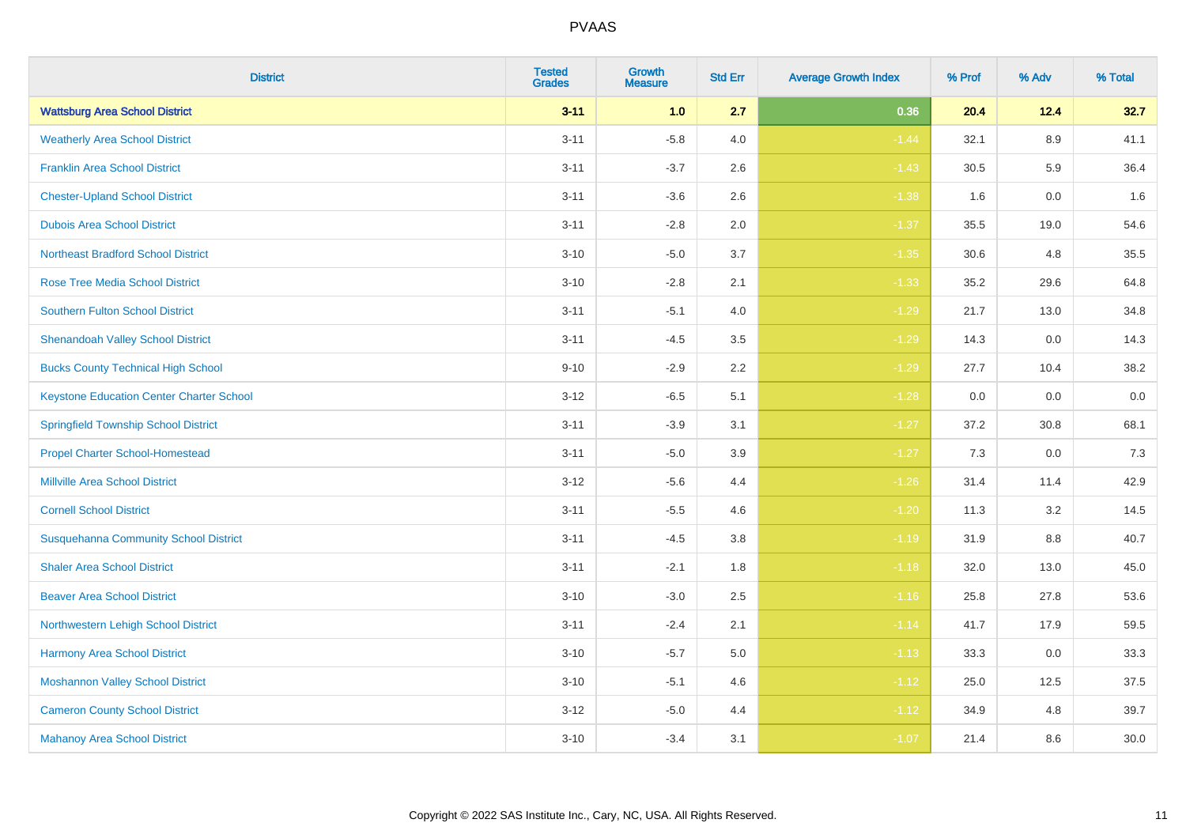# PVAAS

| District | Tested Grades | Growth Measure | Std Err | Average Growth Index | % Prof | % Adv | % Total |
|---|---|---|---|---|---|---|---|
| **Wattsburg Area School District** | **3-11** | **1.0** | **2.7** | **0.36** | **20.4** | **12.4** | **32.7** |
| Weatherly Area School District | 3-11 | -5.8 | 4.0 | -1.44 | 32.1 | 8.9 | 41.1 |
| Franklin Area School District | 3-11 | -3.7 | 2.6 | -1.43 | 30.5 | 5.9 | 36.4 |
| Chester-Upland School District | 3-11 | -3.6 | 2.6 | -1.38 | 1.6 | 0.0 | 1.6 |
| Dubois Area School District | 3-11 | -2.8 | 2.0 | -1.37 | 35.5 | 19.0 | 54.6 |
| Northeast Bradford School District | 3-10 | -5.0 | 3.7 | -1.35 | 30.6 | 4.8 | 35.5 |
| Rose Tree Media School District | 3-10 | -2.8 | 2.1 | -1.33 | 35.2 | 29.6 | 64.8 |
| Southern Fulton School District | 3-11 | -5.1 | 4.0 | -1.29 | 21.7 | 13.0 | 34.8 |
| Shenandoah Valley School District | 3-11 | -4.5 | 3.5 | -1.29 | 14.3 | 0.0 | 14.3 |
| Bucks County Technical High School | 9-10 | -2.9 | 2.2 | -1.29 | 27.7 | 10.4 | 38.2 |
| Keystone Education Center Charter School | 3-12 | -6.5 | 5.1 | -1.28 | 0.0 | 0.0 | 0.0 |
| Springfield Township School District | 3-11 | -3.9 | 3.1 | -1.27 | 37.2 | 30.8 | 68.1 |
| Propel Charter School-Homestead | 3-11 | -5.0 | 3.9 | -1.27 | 7.3 | 0.0 | 7.3 |
| Millville Area School District | 3-12 | -5.6 | 4.4 | -1.26 | 31.4 | 11.4 | 42.9 |
| Cornell School District | 3-11 | -5.5 | 4.6 | -1.20 | 11.3 | 3.2 | 14.5 |
| Susquehanna Community School District | 3-11 | -4.5 | 3.8 | -1.19 | 31.9 | 8.8 | 40.7 |
| Shaler Area School District | 3-11 | -2.1 | 1.8 | -1.18 | 32.0 | 13.0 | 45.0 |
| Beaver Area School District | 3-10 | -3.0 | 2.5 | -1.16 | 25.8 | 27.8 | 53.6 |
| Northwestern Lehigh School District | 3-11 | -2.4 | 2.1 | -1.14 | 41.7 | 17.9 | 59.5 |
| Harmony Area School District | 3-10 | -5.7 | 5.0 | -1.13 | 33.3 | 0.0 | 33.3 |
| Moshannon Valley School District | 3-10 | -5.1 | 4.6 | -1.12 | 25.0 | 12.5 | 37.5 |
| Cameron County School District | 3-12 | -5.0 | 4.4 | -1.12 | 34.9 | 4.8 | 39.7 |
| Mahanoy Area School District | 3-10 | -3.4 | 3.1 | -1.07 | 21.4 | 8.6 | 30.0 |

Copyright © 2022 SAS Institute Inc., Cary, NC, USA. All Rights Reserved.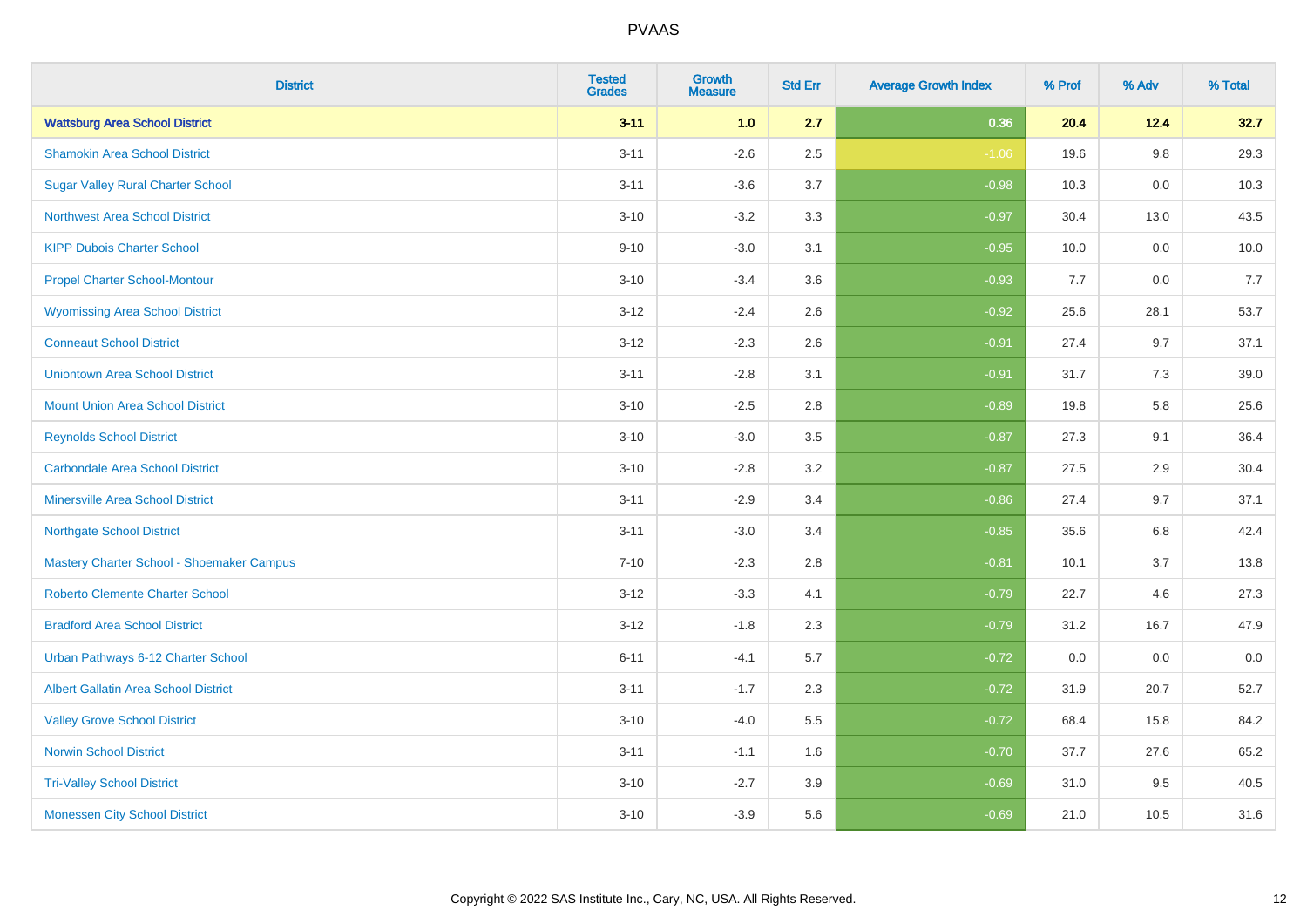PVAAS

| District | Tested Grades | Growth Measure | Std Err | Average Growth Index | % Prof | % Adv | % Total |
|---|---|---|---|---|---|---|---|
| **Wattsburg Area School District** | **3-11** | **1.0** | **2.7** | **0.36** | **20.4** | **12.4** | **32.7** |
| Shamokin Area School District | 3-11 | -2.6 | 2.5 | -1.06 | 19.6 | 9.8 | 29.3 |
| Sugar Valley Rural Charter School | 3-11 | -3.6 | 3.7 | -0.98 | 10.3 | 0.0 | 10.3 |
| Northwest Area School District | 3-10 | -3.2 | 3.3 | -0.97 | 30.4 | 13.0 | 43.5 |
| KIPP Dubois Charter School | 9-10 | -3.0 | 3.1 | -0.95 | 10.0 | 0.0 | 10.0 |
| Propel Charter School-Montour | 3-10 | -3.4 | 3.6 | -0.93 | 7.7 | 0.0 | 7.7 |
| Wyomissing Area School District | 3-12 | -2.4 | 2.6 | -0.92 | 25.6 | 28.1 | 53.7 |
| Conneaut School District | 3-12 | -2.3 | 2.6 | -0.91 | 27.4 | 9.7 | 37.1 |
| Uniontown Area School District | 3-11 | -2.8 | 3.1 | -0.91 | 31.7 | 7.3 | 39.0 |
| Mount Union Area School District | 3-10 | -2.5 | 2.8 | -0.89 | 19.8 | 5.8 | 25.6 |
| Reynolds School District | 3-10 | -3.0 | 3.5 | -0.87 | 27.3 | 9.1 | 36.4 |
| Carbondale Area School District | 3-10 | -2.8 | 3.2 | -0.87 | 27.5 | 2.9 | 30.4 |
| Minersville Area School District | 3-11 | -2.9 | 3.4 | -0.86 | 27.4 | 9.7 | 37.1 |
| Northgate School District | 3-11 | -3.0 | 3.4 | -0.85 | 35.6 | 6.8 | 42.4 |
| Mastery Charter School - Shoemaker Campus | 7-10 | -2.3 | 2.8 | -0.81 | 10.1 | 3.7 | 13.8 |
| Roberto Clemente Charter School | 3-12 | -3.3 | 4.1 | -0.79 | 22.7 | 4.6 | 27.3 |
| Bradford Area School District | 3-12 | -1.8 | 2.3 | -0.79 | 31.2 | 16.7 | 47.9 |
| Urban Pathways 6-12 Charter School | 6-11 | -4.1 | 5.7 | -0.72 | 0.0 | 0.0 | 0.0 |
| Albert Gallatin Area School District | 3-11 | -1.7 | 2.3 | -0.72 | 31.9 | 20.7 | 52.7 |
| Valley Grove School District | 3-10 | -4.0 | 5.5 | -0.72 | 68.4 | 15.8 | 84.2 |
| Norwin School District | 3-11 | -1.1 | 1.6 | -0.70 | 37.7 | 27.6 | 65.2 |
| Tri-Valley School District | 3-10 | -2.7 | 3.9 | -0.69 | 31.0 | 9.5 | 40.5 |
| Monessen City School District | 3-10 | -3.9 | 5.6 | -0.69 | 21.0 | 10.5 | 31.6 |

Copyright © 2022 SAS Institute Inc., Cary, NC, USA. All Rights Reserved.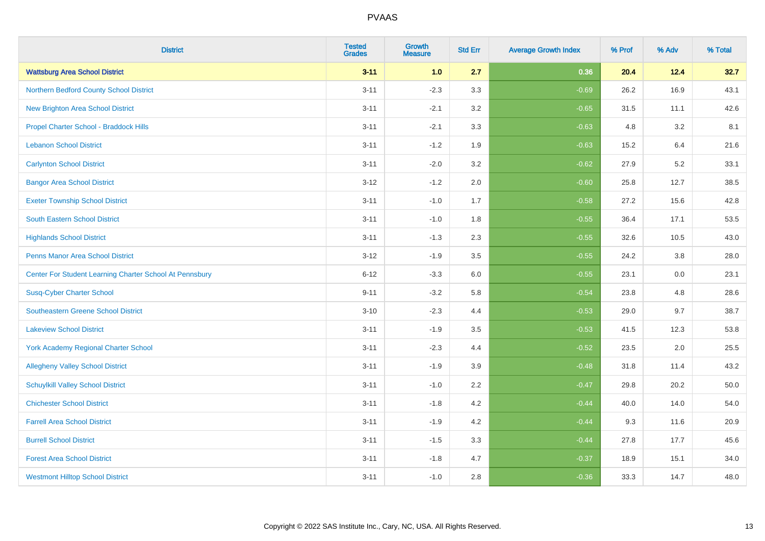| District | Tested Grades | Growth Measure | Std Err | Average Growth Index | % Prof | % Adv | % Total |
|---|---|---|---|---|---|---|---|
| **Wattsburg Area School District** | **3-11** | **1.0** | **2.7** | **0.36** | **20.4** | **12.4** | **32.7** |
| Northern Bedford County School District | 3-11 | -2.3 | 3.3 | -0.69 | 26.2 | 16.9 | 43.1 |
| New Brighton Area School District | 3-11 | -2.1 | 3.2 | -0.65 | 31.5 | 11.1 | 42.6 |
| Propel Charter School - Braddock Hills | 3-11 | -2.1 | 3.3 | -0.63 | 4.8 | 3.2 | 8.1 |
| Lebanon School District | 3-11 | -1.2 | 1.9 | -0.63 | 15.2 | 6.4 | 21.6 |
| Carlynton School District | 3-11 | -2.0 | 3.2 | -0.62 | 27.9 | 5.2 | 33.1 |
| Bangor Area School District | 3-12 | -1.2 | 2.0 | -0.60 | 25.8 | 12.7 | 38.5 |
| Exeter Township School District | 3-11 | -1.0 | 1.7 | -0.58 | 27.2 | 15.6 | 42.8 |
| South Eastern School District | 3-11 | -1.0 | 1.8 | -0.55 | 36.4 | 17.1 | 53.5 |
| Highlands School District | 3-11 | -1.3 | 2.3 | -0.55 | 32.6 | 10.5 | 43.0 |
| Penns Manor Area School District | 3-12 | -1.9 | 3.5 | -0.55 | 24.2 | 3.8 | 28.0 |
| Center For Student Learning Charter School At Pennsbury | 6-12 | -3.3 | 6.0 | -0.55 | 23.1 | 0.0 | 23.1 |
| Susq-Cyber Charter School | 9-11 | -3.2 | 5.8 | -0.54 | 23.8 | 4.8 | 28.6 |
| Southeastern Greene School District | 3-10 | -2.3 | 4.4 | -0.53 | 29.0 | 9.7 | 38.7 |
| Lakeview School District | 3-11 | -1.9 | 3.5 | -0.53 | 41.5 | 12.3 | 53.8 |
| York Academy Regional Charter School | 3-11 | -2.3 | 4.4 | -0.52 | 23.5 | 2.0 | 25.5 |
| Allegheny Valley School District | 3-11 | -1.9 | 3.9 | -0.48 | 31.8 | 11.4 | 43.2 |
| Schuylkill Valley School District | 3-11 | -1.0 | 2.2 | -0.47 | 29.8 | 20.2 | 50.0 |
| Chichester School District | 3-11 | -1.8 | 4.2 | -0.44 | 40.0 | 14.0 | 54.0 |
| Farrell Area School District | 3-11 | -1.9 | 4.2 | -0.44 | 9.3 | 11.6 | 20.9 |
| Burrell School District | 3-11 | -1.5 | 3.3 | -0.44 | 27.8 | 17.7 | 45.6 |
| Forest Area School District | 3-11 | -1.8 | 4.7 | -0.37 | 18.9 | 15.1 | 34.0 |
| Westmont Hilltop School District | 3-11 | -1.0 | 2.8 | -0.36 | 33.3 | 14.7 | 48.0 |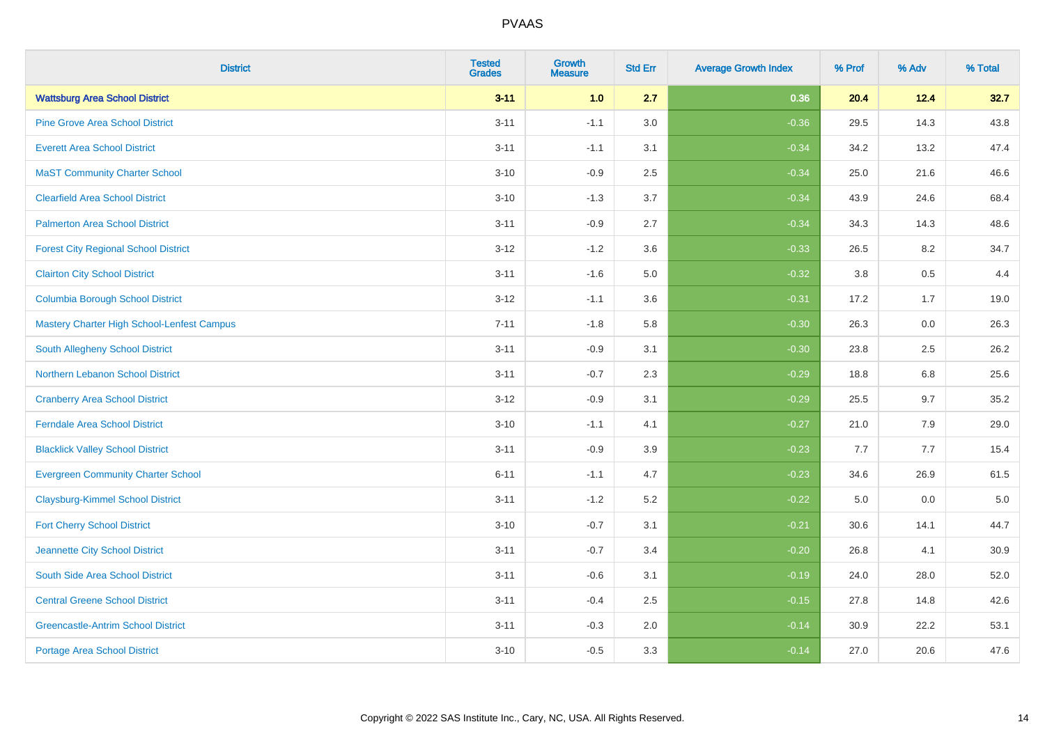| District | Tested Grades | Growth Measure | Std Err | Average Growth Index | % Prof | % Adv | % Total |
|---|---|---|---|---|---|---|---|
| **Wattsburg Area School District** | **3-11** | **1.0** | **2.7** | **0.36** | **20.4** | **12.4** | **32.7** |
| Pine Grove Area School District | 3-11 | -1.1 | 3.0 | -0.36 | 29.5 | 14.3 | 43.8 |
| Everett Area School District | 3-11 | -1.1 | 3.1 | -0.34 | 34.2 | 13.2 | 47.4 |
| MaST Community Charter School | 3-10 | -0.9 | 2.5 | -0.34 | 25.0 | 21.6 | 46.6 |
| Clearfield Area School District | 3-10 | -1.3 | 3.7 | -0.34 | 43.9 | 24.6 | 68.4 |
| Palmerton Area School District | 3-11 | -0.9 | 2.7 | -0.34 | 34.3 | 14.3 | 48.6 |
| Forest City Regional School District | 3-12 | -1.2 | 3.6 | -0.33 | 26.5 | 8.2 | 34.7 |
| Clairton City School District | 3-11 | -1.6 | 5.0 | -0.32 | 3.8 | 0.5 | 4.4 |
| Columbia Borough School District | 3-12 | -1.1 | 3.6 | -0.31 | 17.2 | 1.7 | 19.0 |
| Mastery Charter High School-Lenfest Campus | 7-11 | -1.8 | 5.8 | -0.30 | 26.3 | 0.0 | 26.3 |
| South Allegheny School District | 3-11 | -0.9 | 3.1 | -0.30 | 23.8 | 2.5 | 26.2 |
| Northern Lebanon School District | 3-11 | -0.7 | 2.3 | -0.29 | 18.8 | 6.8 | 25.6 |
| Cranberry Area School District | 3-12 | -0.9 | 3.1 | -0.29 | 25.5 | 9.7 | 35.2 |
| Ferndale Area School District | 3-10 | -1.1 | 4.1 | -0.27 | 21.0 | 7.9 | 29.0 |
| Blacklick Valley School District | 3-11 | -0.9 | 3.9 | -0.23 | 7.7 | 7.7 | 15.4 |
| Evergreen Community Charter School | 6-11 | -1.1 | 4.7 | -0.23 | 34.6 | 26.9 | 61.5 |
| Claysburg-Kimmel School District | 3-11 | -1.2 | 5.2 | -0.22 | 5.0 | 0.0 | 5.0 |
| Fort Cherry School District | 3-10 | -0.7 | 3.1 | -0.21 | 30.6 | 14.1 | 44.7 |
| Jeannette City School District | 3-11 | -0.7 | 3.4 | -0.20 | 26.8 | 4.1 | 30.9 |
| South Side Area School District | 3-11 | -0.6 | 3.1 | -0.19 | 24.0 | 28.0 | 52.0 |
| Central Greene School District | 3-11 | -0.4 | 2.5 | -0.15 | 27.8 | 14.8 | 42.6 |
| Greencastle-Antrim School District | 3-11 | -0.3 | 2.0 | -0.14 | 30.9 | 22.2 | 53.1 |
| Portage Area School District | 3-10 | -0.5 | 3.3 | -0.14 | 27.0 | 20.6 | 47.6 |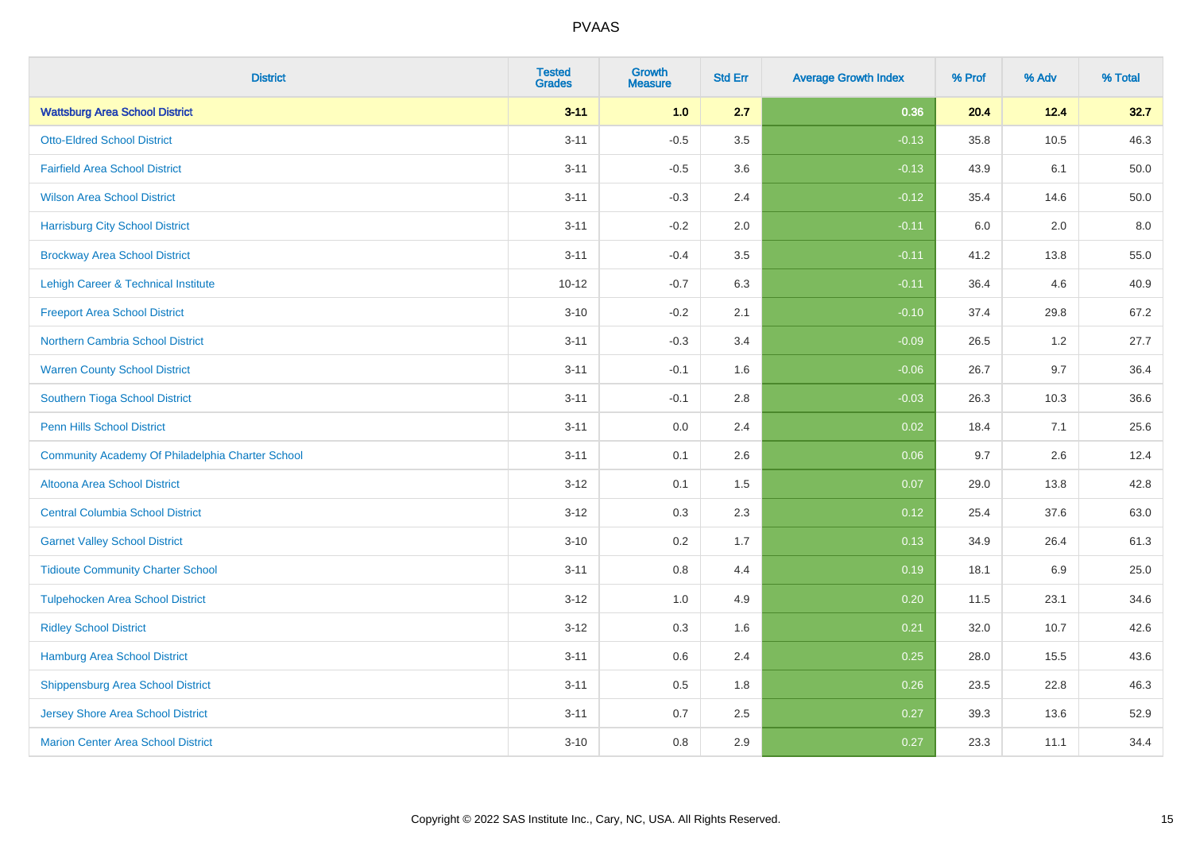| District | Tested Grades | Growth Measure | Std Err | Average Growth Index | % Prof | % Adv | % Total |
|---|---|---|---|---|---|---|---|
| **Wattsburg Area School District** | **3-11** | **1.0** | **2.7** | **0.36** | **20.4** | **12.4** | **32.7** |
| Otto-Eldred School District | 3-11 | -0.5 | 3.5 | -0.13 | 35.8 | 10.5 | 46.3 |
| Fairfield Area School District | 3-11 | -0.5 | 3.6 | -0.13 | 43.9 | 6.1 | 50.0 |
| Wilson Area School District | 3-11 | -0.3 | 2.4 | -0.12 | 35.4 | 14.6 | 50.0 |
| Harrisburg City School District | 3-11 | -0.2 | 2.0 | -0.11 | 6.0 | 2.0 | 8.0 |
| Brockway Area School District | 3-11 | -0.4 | 3.5 | -0.11 | 41.2 | 13.8 | 55.0 |
| Lehigh Career & Technical Institute | 10-12 | -0.7 | 6.3 | -0.11 | 36.4 | 4.6 | 40.9 |
| Freeport Area School District | 3-10 | -0.2 | 2.1 | -0.10 | 37.4 | 29.8 | 67.2 |
| Northern Cambria School District | 3-11 | -0.3 | 3.4 | -0.09 | 26.5 | 1.2 | 27.7 |
| Warren County School District | 3-11 | -0.1 | 1.6 | -0.06 | 26.7 | 9.7 | 36.4 |
| Southern Tioga School District | 3-11 | -0.1 | 2.8 | -0.03 | 26.3 | 10.3 | 36.6 |
| Penn Hills School District | 3-11 | 0.0 | 2.4 | 0.02 | 18.4 | 7.1 | 25.6 |
| Community Academy Of Philadelphia Charter School | 3-11 | 0.1 | 2.6 | 0.06 | 9.7 | 2.6 | 12.4 |
| Altoona Area School District | 3-12 | 0.1 | 1.5 | 0.07 | 29.0 | 13.8 | 42.8 |
| Central Columbia School District | 3-12 | 0.3 | 2.3 | 0.12 | 25.4 | 37.6 | 63.0 |
| Garnet Valley School District | 3-10 | 0.2 | 1.7 | 0.13 | 34.9 | 26.4 | 61.3 |
| Tidioute Community Charter School | 3-11 | 0.8 | 4.4 | 0.19 | 18.1 | 6.9 | 25.0 |
| Tulpehocken Area School District | 3-12 | 1.0 | 4.9 | 0.20 | 11.5 | 23.1 | 34.6 |
| Ridley School District | 3-12 | 0.3 | 1.6 | 0.21 | 32.0 | 10.7 | 42.6 |
| Hamburg Area School District | 3-11 | 0.6 | 2.4 | 0.25 | 28.0 | 15.5 | 43.6 |
| Shippensburg Area School District | 3-11 | 0.5 | 1.8 | 0.26 | 23.5 | 22.8 | 46.3 |
| Jersey Shore Area School District | 3-11 | 0.7 | 2.5 | 0.27 | 39.3 | 13.6 | 52.9 |
| Marion Center Area School District | 3-10 | 0.8 | 2.9 | 0.27 | 23.3 | 11.1 | 34.4 |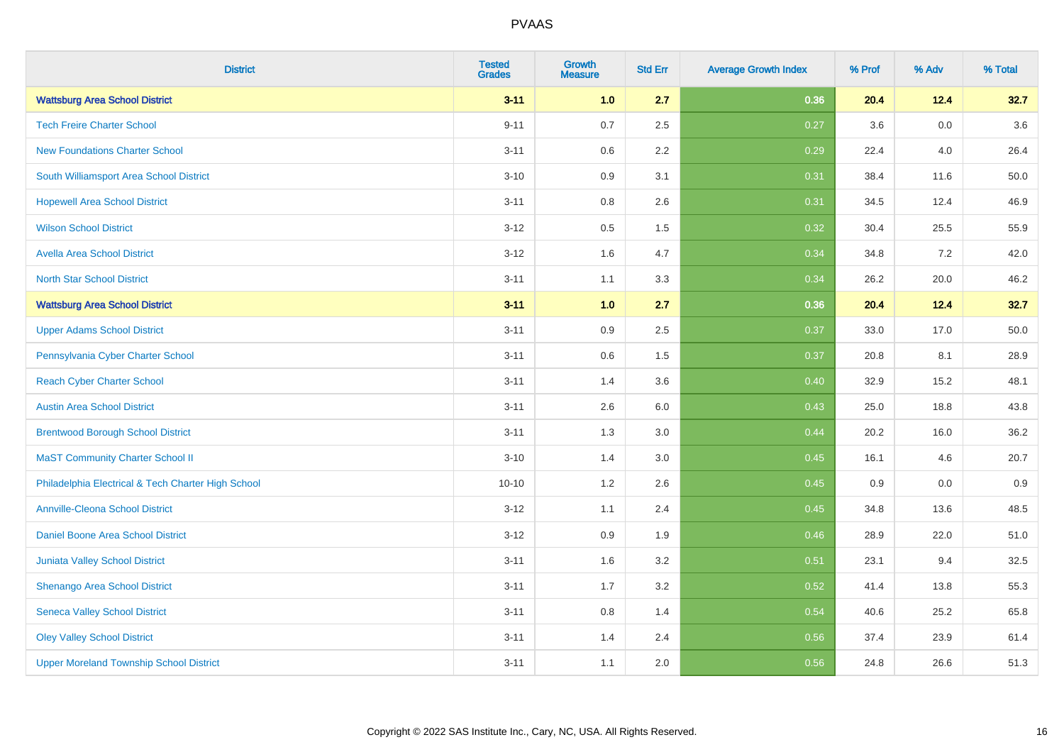# PVAAS

| District | Tested Grades | Growth Measure | Std Err | Average Growth Index | % Prof | % Adv | % Total |
|---|---|---|---|---|---|---|---|
| **Wattsburg Area School District** | **3-11** | **1.0** | **2.7** | **0.36** | **20.4** | **12.4** | **32.7** |
| Tech Freire Charter School | 9-11 | 0.7 | 2.5 | 0.27 | 3.6 | 0.0 | 3.6 |
| New Foundations Charter School | 3-11 | 0.6 | 2.2 | 0.29 | 22.4 | 4.0 | 26.4 |
| South Williamsport Area School District | 3-10 | 0.9 | 3.1 | 0.31 | 38.4 | 11.6 | 50.0 |
| Hopewell Area School District | 3-11 | 0.8 | 2.6 | 0.31 | 34.5 | 12.4 | 46.9 |
| Wilson School District | 3-12 | 0.5 | 1.5 | 0.32 | 30.4 | 25.5 | 55.9 |
| Avella Area School District | 3-12 | 1.6 | 4.7 | 0.34 | 34.8 | 7.2 | 42.0 |
| North Star School District | 3-11 | 1.1 | 3.3 | 0.34 | 26.2 | 20.0 | 46.2 |
| **Wattsburg Area School District** | **3-11** | **1.0** | **2.7** | **0.36** | **20.4** | **12.4** | **32.7** |
| Upper Adams School District | 3-11 | 0.9 | 2.5 | 0.37 | 33.0 | 17.0 | 50.0 |
| Pennsylvania Cyber Charter School | 3-11 | 0.6 | 1.5 | 0.37 | 20.8 | 8.1 | 28.9 |
| Reach Cyber Charter School | 3-11 | 1.4 | 3.6 | 0.40 | 32.9 | 15.2 | 48.1 |
| Austin Area School District | 3-11 | 2.6 | 6.0 | 0.43 | 25.0 | 18.8 | 43.8 |
| Brentwood Borough School District | 3-11 | 1.3 | 3.0 | 0.44 | 20.2 | 16.0 | 36.2 |
| MaST Community Charter School II | 3-10 | 1.4 | 3.0 | 0.45 | 16.1 | 4.6 | 20.7 |
| Philadelphia Electrical & Tech Charter High School | 10-10 | 1.2 | 2.6 | 0.45 | 0.9 | 0.0 | 0.9 |
| Annville-Cleona School District | 3-12 | 1.1 | 2.4 | 0.45 | 34.8 | 13.6 | 48.5 |
| Daniel Boone Area School District | 3-12 | 0.9 | 1.9 | 0.46 | 28.9 | 22.0 | 51.0 |
| Juniata Valley School District | 3-11 | 1.6 | 3.2 | 0.51 | 23.1 | 9.4 | 32.5 |
| Shenango Area School District | 3-11 | 1.7 | 3.2 | 0.52 | 41.4 | 13.8 | 55.3 |
| Seneca Valley School District | 3-11 | 0.8 | 1.4 | 0.54 | 40.6 | 25.2 | 65.8 |
| Oley Valley School District | 3-11 | 1.4 | 2.4 | 0.56 | 37.4 | 23.9 | 61.4 |
| Upper Moreland Township School District | 3-11 | 1.1 | 2.0 | 0.56 | 24.8 | 26.6 | 51.3 |

Copyright © 2022 SAS Institute Inc., Cary, NC, USA. All Rights Reserved.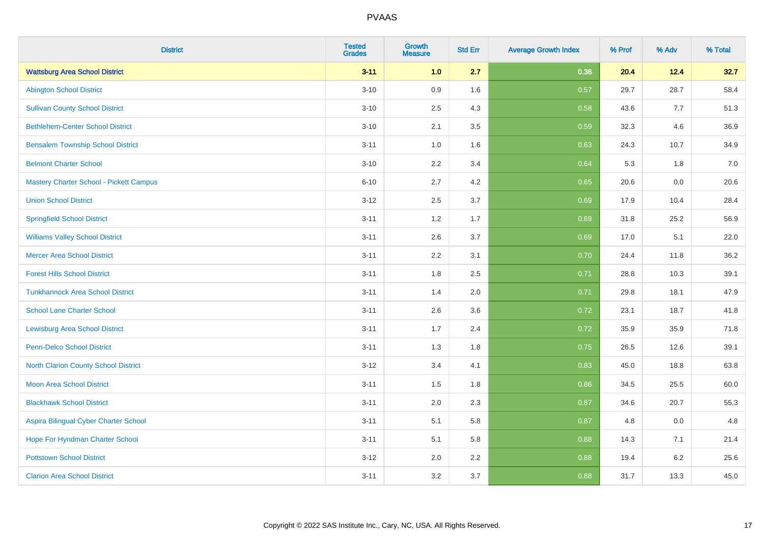# PVAAS

| District | Tested Grades | Growth Measure | Std Err | Average Growth Index | % Prof | % Adv | % Total |
|---|---|---|---|---|---|---|---|
| **Wattsburg Area School District** | **3-11** | **1.0** | **2.7** | **0.36** | **20.4** | **12.4** | **32.7** |
| Abington School District | 3-10 | 0.9 | 1.6 | 0.57 | 29.7 | 28.7 | 58.4 |
| Sullivan County School District | 3-10 | 2.5 | 4.3 | 0.58 | 43.6 | 7.7 | 51.3 |
| Bethlehem-Center School District | 3-10 | 2.1 | 3.5 | 0.59 | 32.3 | 4.6 | 36.9 |
| Bensalem Township School District | 3-11 | 1.0 | 1.6 | 0.63 | 24.3 | 10.7 | 34.9 |
| Belmont Charter School | 3-10 | 2.2 | 3.4 | 0.64 | 5.3 | 1.8 | 7.0 |
| Mastery Charter School - Pickett Campus | 6-10 | 2.7 | 4.2 | 0.65 | 20.6 | 0.0 | 20.6 |
| Union School District | 3-12 | 2.5 | 3.7 | 0.69 | 17.9 | 10.4 | 28.4 |
| Springfield School District | 3-11 | 1.2 | 1.7 | 0.69 | 31.8 | 25.2 | 56.9 |
| Williams Valley School District | 3-11 | 2.6 | 3.7 | 0.69 | 17.0 | 5.1 | 22.0 |
| Mercer Area School District | 3-11 | 2.2 | 3.1 | 0.70 | 24.4 | 11.8 | 36.2 |
| Forest Hills School District | 3-11 | 1.8 | 2.5 | 0.71 | 28.8 | 10.3 | 39.1 |
| Tunkhannock Area School District | 3-11 | 1.4 | 2.0 | 0.71 | 29.8 | 18.1 | 47.9 |
| School Lane Charter School | 3-11 | 2.6 | 3.6 | 0.72 | 23.1 | 18.7 | 41.8 |
| Lewisburg Area School District | 3-11 | 1.7 | 2.4 | 0.72 | 35.9 | 35.9 | 71.8 |
| Penn-Delco School District | 3-11 | 1.3 | 1.8 | 0.75 | 26.5 | 12.6 | 39.1 |
| North Clarion County School District | 3-12 | 3.4 | 4.1 | 0.83 | 45.0 | 18.8 | 63.8 |
| Moon Area School District | 3-11 | 1.5 | 1.8 | 0.86 | 34.5 | 25.5 | 60.0 |
| Blackhawk School District | 3-11 | 2.0 | 2.3 | 0.87 | 34.6 | 20.7 | 55.3 |
| Aspira Bilingual Cyber Charter School | 3-11 | 5.1 | 5.8 | 0.87 | 4.8 | 0.0 | 4.8 |
| Hope For Hyndman Charter School | 3-11 | 5.1 | 5.8 | 0.88 | 14.3 | 7.1 | 21.4 |
| Pottstown School District | 3-12 | 2.0 | 2.2 | 0.88 | 19.4 | 6.2 | 25.6 |
| Clarion Area School District | 3-11 | 3.2 | 3.7 | 0.88 | 31.7 | 13.3 | 45.0 |

Copyright © 2022 SAS Institute Inc., Cary, NC, USA. All Rights Reserved.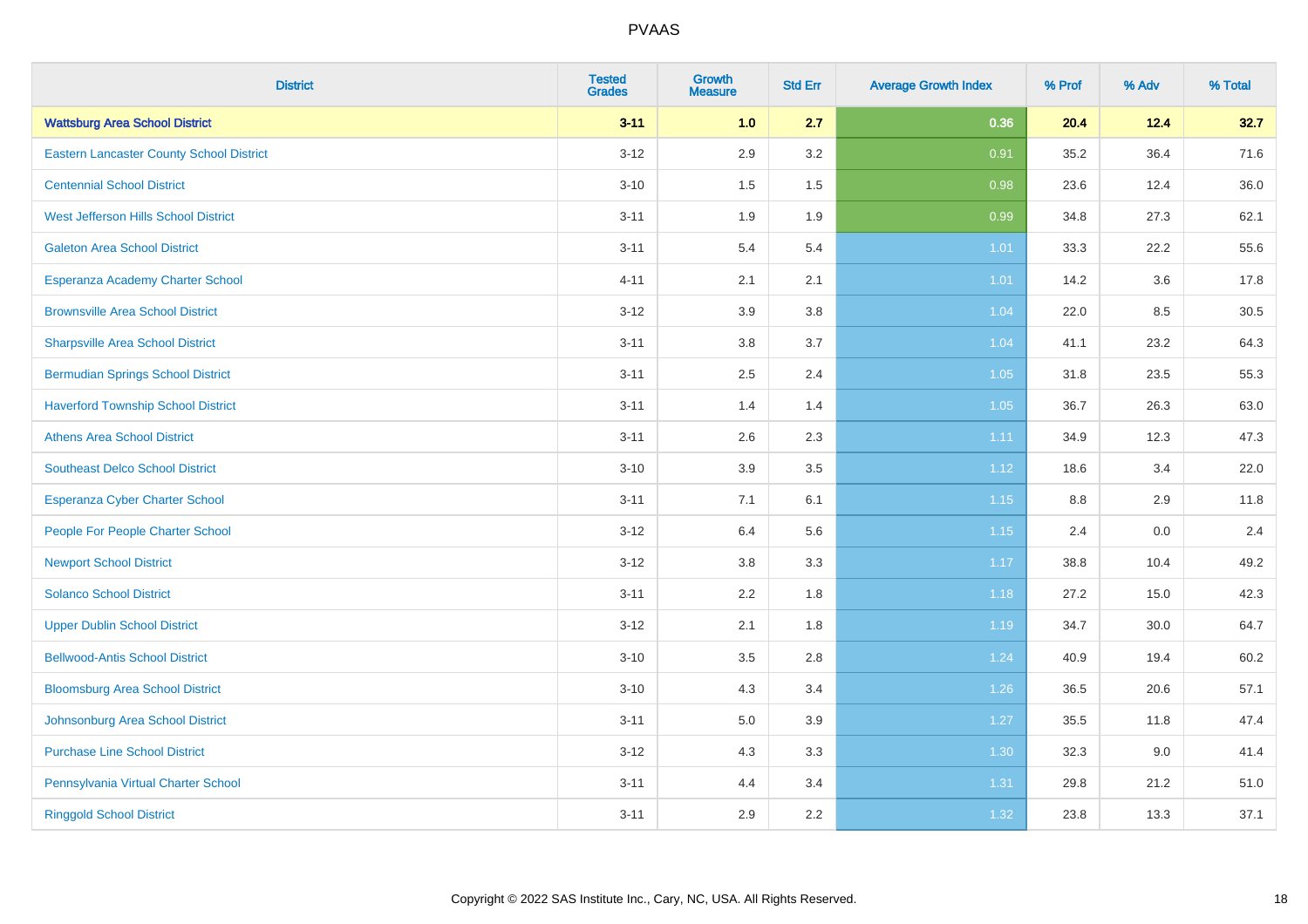| District | Tested Grades | Growth Measure | Std Err | Average Growth Index | % Prof | % Adv | % Total |
|---|---|---|---|---|---|---|---|
| **Wattsburg Area School District** | **3-11** | **1.0** | **2.7** | **0.36** | **20.4** | **12.4** | **32.7** |
| Eastern Lancaster County School District | 3-12 | 2.9 | 3.2 | 0.91 | 35.2 | 36.4 | 71.6 |
| Centennial School District | 3-10 | 1.5 | 1.5 | 0.98 | 23.6 | 12.4 | 36.0 |
| West Jefferson Hills School District | 3-11 | 1.9 | 1.9 | 0.99 | 34.8 | 27.3 | 62.1 |
| Galeton Area School District | 3-11 | 5.4 | 5.4 | 1.01 | 33.3 | 22.2 | 55.6 |
| Esperanza Academy Charter School | 4-11 | 2.1 | 2.1 | 1.01 | 14.2 | 3.6 | 17.8 |
| Brownsville Area School District | 3-12 | 3.9 | 3.8 | 1.04 | 22.0 | 8.5 | 30.5 |
| Sharpsville Area School District | 3-11 | 3.8 | 3.7 | 1.04 | 41.1 | 23.2 | 64.3 |
| Bermudian Springs School District | 3-11 | 2.5 | 2.4 | 1.05 | 31.8 | 23.5 | 55.3 |
| Haverford Township School District | 3-11 | 1.4 | 1.4 | 1.05 | 36.7 | 26.3 | 63.0 |
| Athens Area School District | 3-11 | 2.6 | 2.3 | 1.11 | 34.9 | 12.3 | 47.3 |
| Southeast Delco School District | 3-10 | 3.9 | 3.5 | 1.12 | 18.6 | 3.4 | 22.0 |
| Esperanza Cyber Charter School | 3-11 | 7.1 | 6.1 | 1.15 | 8.8 | 2.9 | 11.8 |
| People For People Charter School | 3-12 | 6.4 | 5.6 | 1.15 | 2.4 | 0.0 | 2.4 |
| Newport School District | 3-12 | 3.8 | 3.3 | 1.17 | 38.8 | 10.4 | 49.2 |
| Solanco School District | 3-11 | 2.2 | 1.8 | 1.18 | 27.2 | 15.0 | 42.3 |
| Upper Dublin School District | 3-12 | 2.1 | 1.8 | 1.19 | 34.7 | 30.0 | 64.7 |
| Bellwood-Antis School District | 3-10 | 3.5 | 2.8 | 1.24 | 40.9 | 19.4 | 60.2 |
| Bloomsburg Area School District | 3-10 | 4.3 | 3.4 | 1.26 | 36.5 | 20.6 | 57.1 |
| Johnsonburg Area School District | 3-11 | 5.0 | 3.9 | 1.27 | 35.5 | 11.8 | 47.4 |
| Purchase Line School District | 3-12 | 4.3 | 3.3 | 1.30 | 32.3 | 9.0 | 41.4 |
| Pennsylvania Virtual Charter School | 3-11 | 4.4 | 3.4 | 1.31 | 29.8 | 21.2 | 51.0 |
| Ringgold School District | 3-11 | 2.9 | 2.2 | 1.32 | 23.8 | 13.3 | 37.1 |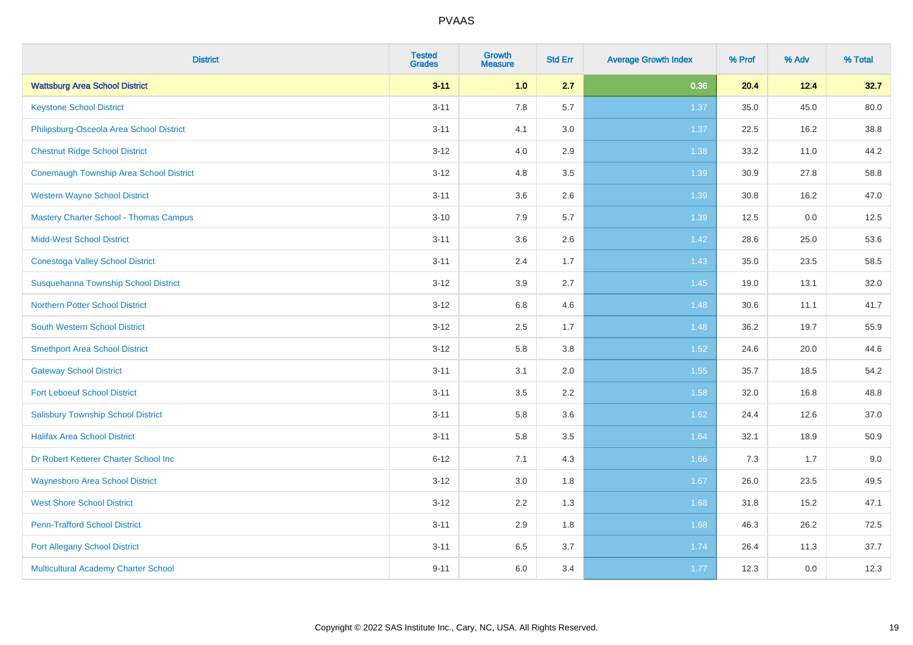| District | Tested Grades | Growth Measure | Std Err | Average Growth Index | % Prof | % Adv | % Total |
|---|---|---|---|---|---|---|---|
| **Wattsburg Area School District** | **3-11** | **1.0** | **2.7** | **0.36** | **20.4** | **12.4** | **32.7** |
| Keystone School District | 3-11 | 7.8 | 5.7 | 1.37 | 35.0 | 45.0 | 80.0 |
| Philipsburg-Osceola Area School District | 3-11 | 4.1 | 3.0 | 1.37 | 22.5 | 16.2 | 38.8 |
| Chestnut Ridge School District | 3-12 | 4.0 | 2.9 | 1.38 | 33.2 | 11.0 | 44.2 |
| Conemaugh Township Area School District | 3-12 | 4.8 | 3.5 | 1.39 | 30.9 | 27.8 | 58.8 |
| Western Wayne School District | 3-11 | 3.6 | 2.6 | 1.39 | 30.8 | 16.2 | 47.0 |
| Mastery Charter School - Thomas Campus | 3-10 | 7.9 | 5.7 | 1.39 | 12.5 | 0.0 | 12.5 |
| Midd-West School District | 3-11 | 3.6 | 2.6 | 1.42 | 28.6 | 25.0 | 53.6 |
| Conestoga Valley School District | 3-11 | 2.4 | 1.7 | 1.43 | 35.0 | 23.5 | 58.5 |
| Susquehanna Township School District | 3-12 | 3.9 | 2.7 | 1.45 | 19.0 | 13.1 | 32.0 |
| Northern Potter School District | 3-12 | 6.8 | 4.6 | 1.48 | 30.6 | 11.1 | 41.7 |
| South Western School District | 3-12 | 2.5 | 1.7 | 1.48 | 36.2 | 19.7 | 55.9 |
| Smethport Area School District | 3-12 | 5.8 | 3.8 | 1.52 | 24.6 | 20.0 | 44.6 |
| Gateway School District | 3-11 | 3.1 | 2.0 | 1.55 | 35.7 | 18.5 | 54.2 |
| Fort Leboeuf School District | 3-11 | 3.5 | 2.2 | 1.58 | 32.0 | 16.8 | 48.8 |
| Salisbury Township School District | 3-11 | 5.8 | 3.6 | 1.62 | 24.4 | 12.6 | 37.0 |
| Halifax Area School District | 3-11 | 5.8 | 3.5 | 1.64 | 32.1 | 18.9 | 50.9 |
| Dr Robert Ketterer Charter School Inc | 6-12 | 7.1 | 4.3 | 1.66 | 7.3 | 1.7 | 9.0 |
| Waynesboro Area School District | 3-12 | 3.0 | 1.8 | 1.67 | 26.0 | 23.5 | 49.5 |
| West Shore School District | 3-12 | 2.2 | 1.3 | 1.68 | 31.8 | 15.2 | 47.1 |
| Penn-Trafford School District | 3-11 | 2.9 | 1.8 | 1.68 | 46.3 | 26.2 | 72.5 |
| Port Allegany School District | 3-11 | 6.5 | 3.7 | 1.74 | 26.4 | 11.3 | 37.7 |
| Multicultural Academy Charter School | 9-11 | 6.0 | 3.4 | 1.77 | 12.3 | 0.0 | 12.3 |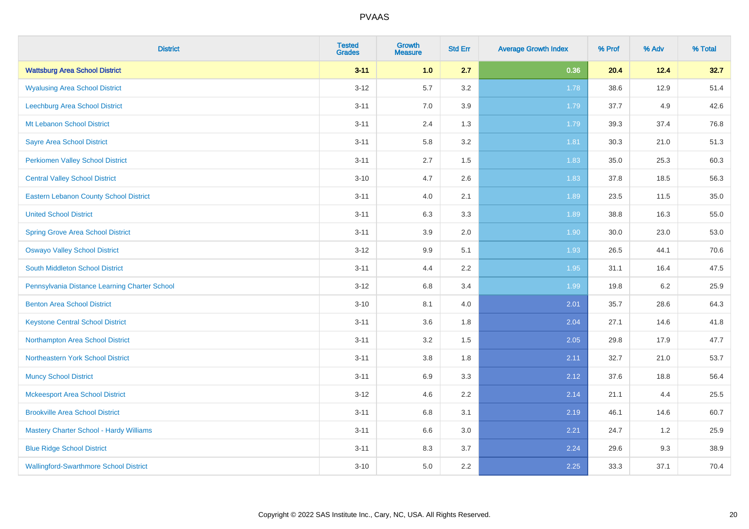| District | Tested Grades | Growth Measure | Std Err | Average Growth Index | % Prof | % Adv | % Total |
|---|---|---|---|---|---|---|---|
| **Wattsburg Area School District** | **3-11** | **1.0** | **2.7** | **0.36** | **20.4** | **12.4** | **32.7** |
| Wyalusing Area School District | 3-12 | 5.7 | 3.2 | 1.78 | 38.6 | 12.9 | 51.4 |
| Leechburg Area School District | 3-11 | 7.0 | 3.9 | 1.79 | 37.7 | 4.9 | 42.6 |
| Mt Lebanon School District | 3-11 | 2.4 | 1.3 | 1.79 | 39.3 | 37.4 | 76.8 |
| Sayre Area School District | 3-11 | 5.8 | 3.2 | 1.81 | 30.3 | 21.0 | 51.3 |
| Perkiomen Valley School District | 3-11 | 2.7 | 1.5 | 1.83 | 35.0 | 25.3 | 60.3 |
| Central Valley School District | 3-10 | 4.7 | 2.6 | 1.83 | 37.8 | 18.5 | 56.3 |
| Eastern Lebanon County School District | 3-11 | 4.0 | 2.1 | 1.89 | 23.5 | 11.5 | 35.0 |
| United School District | 3-11 | 6.3 | 3.3 | 1.89 | 38.8 | 16.3 | 55.0 |
| Spring Grove Area School District | 3-11 | 3.9 | 2.0 | 1.90 | 30.0 | 23.0 | 53.0 |
| Oswayo Valley School District | 3-12 | 9.9 | 5.1 | 1.93 | 26.5 | 44.1 | 70.6 |
| South Middleton School District | 3-11 | 4.4 | 2.2 | 1.95 | 31.1 | 16.4 | 47.5 |
| Pennsylvania Distance Learning Charter School | 3-12 | 6.8 | 3.4 | 1.99 | 19.8 | 6.2 | 25.9 |
| Benton Area School District | 3-10 | 8.1 | 4.0 | 2.01 | 35.7 | 28.6 | 64.3 |
| Keystone Central School District | 3-11 | 3.6 | 1.8 | 2.04 | 27.1 | 14.6 | 41.8 |
| Northampton Area School District | 3-11 | 3.2 | 1.5 | 2.05 | 29.8 | 17.9 | 47.7 |
| Northeastern York School District | 3-11 | 3.8 | 1.8 | 2.11 | 32.7 | 21.0 | 53.7 |
| Muncy School District | 3-11 | 6.9 | 3.3 | 2.12 | 37.6 | 18.8 | 56.4 |
| Mckeesport Area School District | 3-12 | 4.6 | 2.2 | 2.14 | 21.1 | 4.4 | 25.5 |
| Brookville Area School District | 3-11 | 6.8 | 3.1 | 2.19 | 46.1 | 14.6 | 60.7 |
| Mastery Charter School - Hardy Williams | 3-11 | 6.6 | 3.0 | 2.21 | 24.7 | 1.2 | 25.9 |
| Blue Ridge School District | 3-11 | 8.3 | 3.7 | 2.24 | 29.6 | 9.3 | 38.9 |
| Wallingford-Swarthmore School District | 3-10 | 5.0 | 2.2 | 2.25 | 33.3 | 37.1 | 70.4 |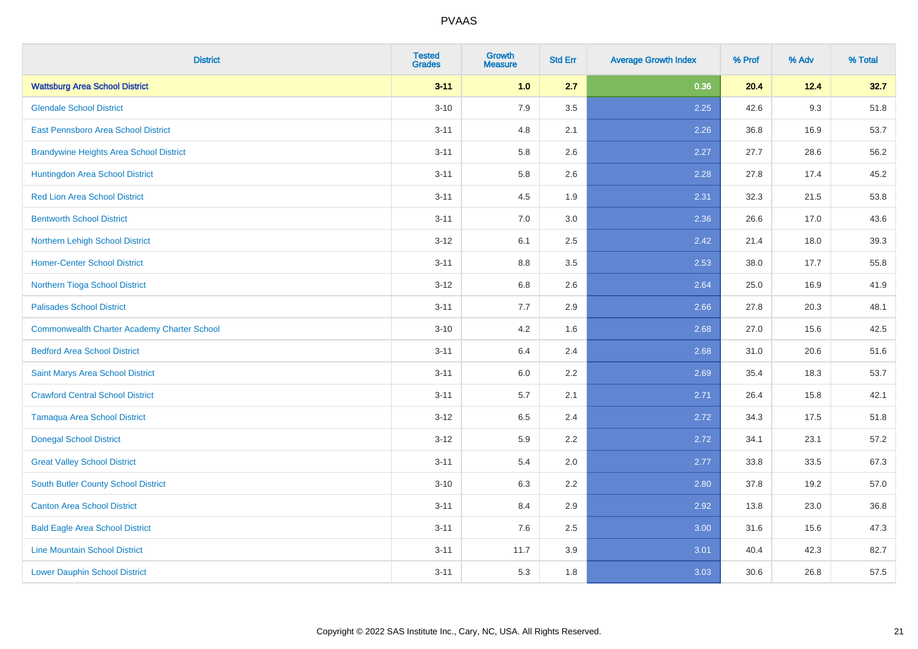| District | Tested Grades | Growth Measure | Std Err | Average Growth Index | % Prof | % Adv | % Total |
|---|---|---|---|---|---|---|---|
| **Wattsburg Area School District** | **3-11** | **1.0** | **2.7** | **0.36** | **20.4** | **12.4** | **32.7** |
| Glendale School District | 3-10 | 7.9 | 3.5 | 2.25 | 42.6 | 9.3 | 51.8 |
| East Pennsboro Area School District | 3-11 | 4.8 | 2.1 | 2.26 | 36.8 | 16.9 | 53.7 |
| Brandywine Heights Area School District | 3-11 | 5.8 | 2.6 | 2.27 | 27.7 | 28.6 | 56.2 |
| Huntingdon Area School District | 3-11 | 5.8 | 2.6 | 2.28 | 27.8 | 17.4 | 45.2 |
| Red Lion Area School District | 3-11 | 4.5 | 1.9 | 2.31 | 32.3 | 21.5 | 53.8 |
| Bentworth School District | 3-11 | 7.0 | 3.0 | 2.36 | 26.6 | 17.0 | 43.6 |
| Northern Lehigh School District | 3-12 | 6.1 | 2.5 | 2.42 | 21.4 | 18.0 | 39.3 |
| Homer-Center School District | 3-11 | 8.8 | 3.5 | 2.53 | 38.0 | 17.7 | 55.8 |
| Northern Tioga School District | 3-12 | 6.8 | 2.6 | 2.64 | 25.0 | 16.9 | 41.9 |
| Palisades School District | 3-11 | 7.7 | 2.9 | 2.66 | 27.8 | 20.3 | 48.1 |
| Commonwealth Charter Academy Charter School | 3-10 | 4.2 | 1.6 | 2.68 | 27.0 | 15.6 | 42.5 |
| Bedford Area School District | 3-11 | 6.4 | 2.4 | 2.68 | 31.0 | 20.6 | 51.6 |
| Saint Marys Area School District | 3-11 | 6.0 | 2.2 | 2.69 | 35.4 | 18.3 | 53.7 |
| Crawford Central School District | 3-11 | 5.7 | 2.1 | 2.71 | 26.4 | 15.8 | 42.1 |
| Tamaqua Area School District | 3-12 | 6.5 | 2.4 | 2.72 | 34.3 | 17.5 | 51.8 |
| Donegal School District | 3-12 | 5.9 | 2.2 | 2.72 | 34.1 | 23.1 | 57.2 |
| Great Valley School District | 3-11 | 5.4 | 2.0 | 2.77 | 33.8 | 33.5 | 67.3 |
| South Butler County School District | 3-10 | 6.3 | 2.2 | 2.80 | 37.8 | 19.2 | 57.0 |
| Canton Area School District | 3-11 | 8.4 | 2.9 | 2.92 | 13.8 | 23.0 | 36.8 |
| Bald Eagle Area School District | 3-11 | 7.6 | 2.5 | 3.00 | 31.6 | 15.6 | 47.3 |
| Line Mountain School District | 3-11 | 11.7 | 3.9 | 3.01 | 40.4 | 42.3 | 82.7 |
| Lower Dauphin School District | 3-11 | 5.3 | 1.8 | 3.03 | 30.6 | 26.8 | 57.5 |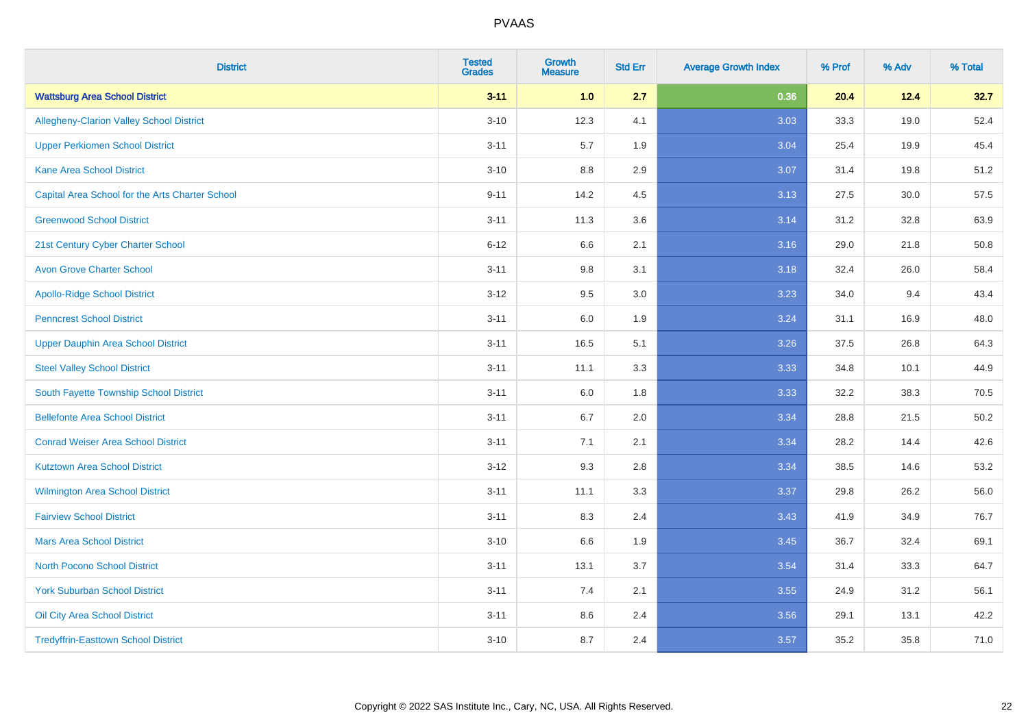# PVAAS

| District | Tested Grades | Growth Measure | Std Err | Average Growth Index | % Prof | % Adv | % Total |
|---|---|---|---|---|---|---|---|
| **Wattsburg Area School District** | **3-11** | **1.0** | **2.7** | **0.36** | **20.4** | **12.4** | **32.7** |
| Allegheny-Clarion Valley School District | 3-10 | 12.3 | 4.1 | 3.03 | 33.3 | 19.0 | 52.4 |
| Upper Perkiomen School District | 3-11 | 5.7 | 1.9 | 3.04 | 25.4 | 19.9 | 45.4 |
| Kane Area School District | 3-10 | 8.8 | 2.9 | 3.07 | 31.4 | 19.8 | 51.2 |
| Capital Area School for the Arts Charter School | 9-11 | 14.2 | 4.5 | 3.13 | 27.5 | 30.0 | 57.5 |
| Greenwood School District | 3-11 | 11.3 | 3.6 | 3.14 | 31.2 | 32.8 | 63.9 |
| 21st Century Cyber Charter School | 6-12 | 6.6 | 2.1 | 3.16 | 29.0 | 21.8 | 50.8 |
| Avon Grove Charter School | 3-11 | 9.8 | 3.1 | 3.18 | 32.4 | 26.0 | 58.4 |
| Apollo-Ridge School District | 3-12 | 9.5 | 3.0 | 3.23 | 34.0 | 9.4 | 43.4 |
| Penncrest School District | 3-11 | 6.0 | 1.9 | 3.24 | 31.1 | 16.9 | 48.0 |
| Upper Dauphin Area School District | 3-11 | 16.5 | 5.1 | 3.26 | 37.5 | 26.8 | 64.3 |
| Steel Valley School District | 3-11 | 11.1 | 3.3 | 3.33 | 34.8 | 10.1 | 44.9 |
| South Fayette Township School District | 3-11 | 6.0 | 1.8 | 3.33 | 32.2 | 38.3 | 70.5 |
| Bellefonte Area School District | 3-11 | 6.7 | 2.0 | 3.34 | 28.8 | 21.5 | 50.2 |
| Conrad Weiser Area School District | 3-11 | 7.1 | 2.1 | 3.34 | 28.2 | 14.4 | 42.6 |
| Kutztown Area School District | 3-12 | 9.3 | 2.8 | 3.34 | 38.5 | 14.6 | 53.2 |
| Wilmington Area School District | 3-11 | 11.1 | 3.3 | 3.37 | 29.8 | 26.2 | 56.0 |
| Fairview School District | 3-11 | 8.3 | 2.4 | 3.43 | 41.9 | 34.9 | 76.7 |
| Mars Area School District | 3-10 | 6.6 | 1.9 | 3.45 | 36.7 | 32.4 | 69.1 |
| North Pocono School District | 3-11 | 13.1 | 3.7 | 3.54 | 31.4 | 33.3 | 64.7 |
| York Suburban School District | 3-11 | 7.4 | 2.1 | 3.55 | 24.9 | 31.2 | 56.1 |
| Oil City Area School District | 3-11 | 8.6 | 2.4 | 3.56 | 29.1 | 13.1 | 42.2 |
| Tredyffrin-Easttown School District | 3-10 | 8.7 | 2.4 | 3.57 | 35.2 | 35.8 | 71.0 |

Copyright © 2022 SAS Institute Inc., Cary, NC, USA. All Rights Reserved.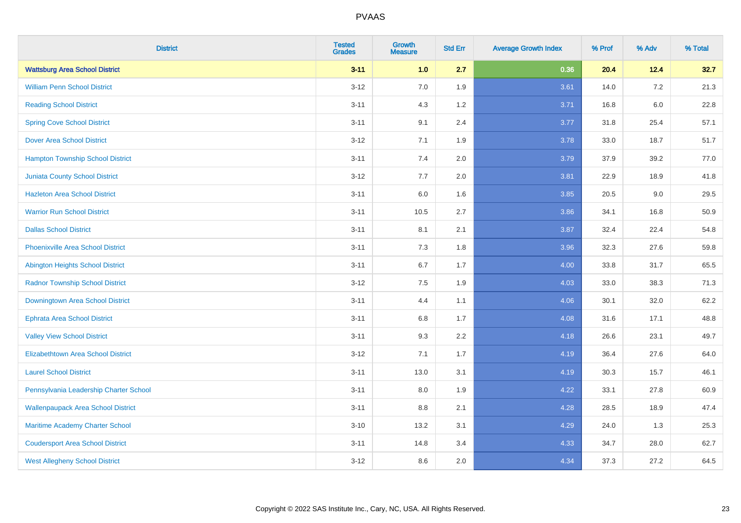# PVAAS

| District | Tested Grades | Growth Measure | Std Err | Average Growth Index | % Prof | % Adv | % Total |
|---|---|---|---|---|---|---|---|
| **Wattsburg Area School District** | **3-11** | **1.0** | **2.7** | **0.36** | **20.4** | **12.4** | **32.7** |
| William Penn School District | 3-12 | 7.0 | 1.9 | 3.61 | 14.0 | 7.2 | 21.3 |
| Reading School District | 3-11 | 4.3 | 1.2 | 3.71 | 16.8 | 6.0 | 22.8 |
| Spring Cove School District | 3-11 | 9.1 | 2.4 | 3.77 | 31.8 | 25.4 | 57.1 |
| Dover Area School District | 3-12 | 7.1 | 1.9 | 3.78 | 33.0 | 18.7 | 51.7 |
| Hampton Township School District | 3-11 | 7.4 | 2.0 | 3.79 | 37.9 | 39.2 | 77.0 |
| Juniata County School District | 3-12 | 7.7 | 2.0 | 3.81 | 22.9 | 18.9 | 41.8 |
| Hazleton Area School District | 3-11 | 6.0 | 1.6 | 3.85 | 20.5 | 9.0 | 29.5 |
| Warrior Run School District | 3-11 | 10.5 | 2.7 | 3.86 | 34.1 | 16.8 | 50.9 |
| Dallas School District | 3-11 | 8.1 | 2.1 | 3.87 | 32.4 | 22.4 | 54.8 |
| Phoenixville Area School District | 3-11 | 7.3 | 1.8 | 3.96 | 32.3 | 27.6 | 59.8 |
| Abington Heights School District | 3-11 | 6.7 | 1.7 | 4.00 | 33.8 | 31.7 | 65.5 |
| Radnor Township School District | 3-12 | 7.5 | 1.9 | 4.03 | 33.0 | 38.3 | 71.3 |
| Downingtown Area School District | 3-11 | 4.4 | 1.1 | 4.06 | 30.1 | 32.0 | 62.2 |
| Ephrata Area School District | 3-11 | 6.8 | 1.7 | 4.08 | 31.6 | 17.1 | 48.8 |
| Valley View School District | 3-11 | 9.3 | 2.2 | 4.18 | 26.6 | 23.1 | 49.7 |
| Elizabethtown Area School District | 3-12 | 7.1 | 1.7 | 4.19 | 36.4 | 27.6 | 64.0 |
| Laurel School District | 3-11 | 13.0 | 3.1 | 4.19 | 30.3 | 15.7 | 46.1 |
| Pennsylvania Leadership Charter School | 3-11 | 8.0 | 1.9 | 4.22 | 33.1 | 27.8 | 60.9 |
| Wallenpaupack Area School District | 3-11 | 8.8 | 2.1 | 4.28 | 28.5 | 18.9 | 47.4 |
| Maritime Academy Charter School | 3-10 | 13.2 | 3.1 | 4.29 | 24.0 | 1.3 | 25.3 |
| Coudersport Area School District | 3-11 | 14.8 | 3.4 | 4.33 | 34.7 | 28.0 | 62.7 |
| West Allegheny School District | 3-12 | 8.6 | 2.0 | 4.34 | 37.3 | 27.2 | 64.5 |

Copyright © 2022 SAS Institute Inc., Cary, NC, USA. All Rights Reserved.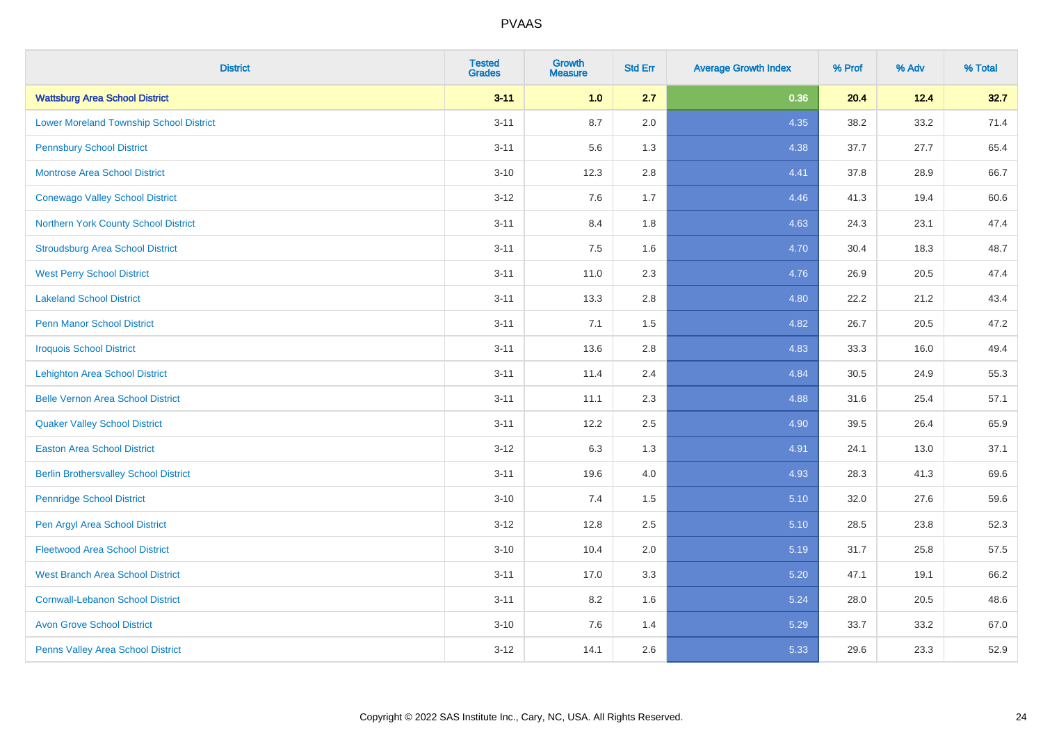# PVAAS

| District | Tested Grades | Growth Measure | Std Err | Average Growth Index | % Prof | % Adv | % Total |
|---|---|---|---|---|---|---|---|
| **Wattsburg Area School District** | **3-11** | **1.0** | **2.7** | **0.36** | **20.4** | **12.4** | **32.7** |
| Lower Moreland Township School District | 3-11 | 8.7 | 2.0 | 4.35 | 38.2 | 33.2 | 71.4 |
| Pennsbury School District | 3-11 | 5.6 | 1.3 | 4.38 | 37.7 | 27.7 | 65.4 |
| Montrose Area School District | 3-10 | 12.3 | 2.8 | 4.41 | 37.8 | 28.9 | 66.7 |
| Conewago Valley School District | 3-12 | 7.6 | 1.7 | 4.46 | 41.3 | 19.4 | 60.6 |
| Northern York County School District | 3-11 | 8.4 | 1.8 | 4.63 | 24.3 | 23.1 | 47.4 |
| Stroudsburg Area School District | 3-11 | 7.5 | 1.6 | 4.70 | 30.4 | 18.3 | 48.7 |
| West Perry School District | 3-11 | 11.0 | 2.3 | 4.76 | 26.9 | 20.5 | 47.4 |
| Lakeland School District | 3-11 | 13.3 | 2.8 | 4.80 | 22.2 | 21.2 | 43.4 |
| Penn Manor School District | 3-11 | 7.1 | 1.5 | 4.82 | 26.7 | 20.5 | 47.2 |
| Iroquois School District | 3-11 | 13.6 | 2.8 | 4.83 | 33.3 | 16.0 | 49.4 |
| Lehighton Area School District | 3-11 | 11.4 | 2.4 | 4.84 | 30.5 | 24.9 | 55.3 |
| Belle Vernon Area School District | 3-11 | 11.1 | 2.3 | 4.88 | 31.6 | 25.4 | 57.1 |
| Quaker Valley School District | 3-11 | 12.2 | 2.5 | 4.90 | 39.5 | 26.4 | 65.9 |
| Easton Area School District | 3-12 | 6.3 | 1.3 | 4.91 | 24.1 | 13.0 | 37.1 |
| Berlin Brothersvalley School District | 3-11 | 19.6 | 4.0 | 4.93 | 28.3 | 41.3 | 69.6 |
| Pennridge School District | 3-10 | 7.4 | 1.5 | 5.10 | 32.0 | 27.6 | 59.6 |
| Pen Argyl Area School District | 3-12 | 12.8 | 2.5 | 5.10 | 28.5 | 23.8 | 52.3 |
| Fleetwood Area School District | 3-10 | 10.4 | 2.0 | 5.19 | 31.7 | 25.8 | 57.5 |
| West Branch Area School District | 3-11 | 17.0 | 3.3 | 5.20 | 47.1 | 19.1 | 66.2 |
| Cornwall-Lebanon School District | 3-11 | 8.2 | 1.6 | 5.24 | 28.0 | 20.5 | 48.6 |
| Avon Grove School District | 3-10 | 7.6 | 1.4 | 5.29 | 33.7 | 33.2 | 67.0 |
| Penns Valley Area School District | 3-12 | 14.1 | 2.6 | 5.33 | 29.6 | 23.3 | 52.9 |

Copyright © 2022 SAS Institute Inc., Cary, NC, USA. All Rights Reserved.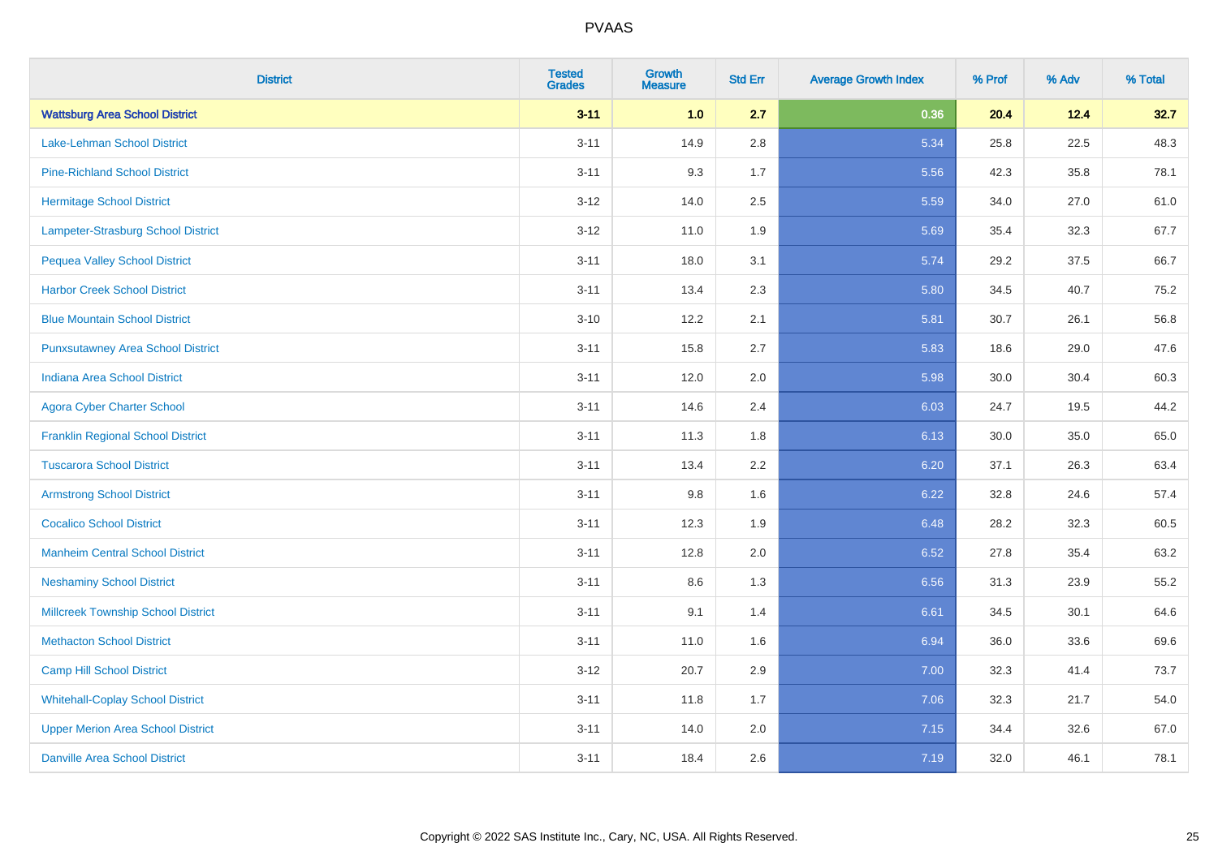# PVAAS

| District | Tested Grades | Growth Measure | Std Err | Average Growth Index | % Prof | % Adv | % Total |
|---|---|---|---|---|---|---|---|
| **Wattsburg Area School District** | **3-11** | **1.0** | **2.7** | **0.36** | **20.4** | **12.4** | **32.7** |
| Lake-Lehman School District | 3-11 | 14.9 | 2.8 | 5.34 | 25.8 | 22.5 | 48.3 |
| Pine-Richland School District | 3-11 | 9.3 | 1.7 | 5.56 | 42.3 | 35.8 | 78.1 |
| Hermitage School District | 3-12 | 14.0 | 2.5 | 5.59 | 34.0 | 27.0 | 61.0 |
| Lampeter-Strasburg School District | 3-12 | 11.0 | 1.9 | 5.69 | 35.4 | 32.3 | 67.7 |
| Pequea Valley School District | 3-11 | 18.0 | 3.1 | 5.74 | 29.2 | 37.5 | 66.7 |
| Harbor Creek School District | 3-11 | 13.4 | 2.3 | 5.80 | 34.5 | 40.7 | 75.2 |
| Blue Mountain School District | 3-10 | 12.2 | 2.1 | 5.81 | 30.7 | 26.1 | 56.8 |
| Punxsutawney Area School District | 3-11 | 15.8 | 2.7 | 5.83 | 18.6 | 29.0 | 47.6 |
| Indiana Area School District | 3-11 | 12.0 | 2.0 | 5.98 | 30.0 | 30.4 | 60.3 |
| Agora Cyber Charter School | 3-11 | 14.6 | 2.4 | 6.03 | 24.7 | 19.5 | 44.2 |
| Franklin Regional School District | 3-11 | 11.3 | 1.8 | 6.13 | 30.0 | 35.0 | 65.0 |
| Tuscarora School District | 3-11 | 13.4 | 2.2 | 6.20 | 37.1 | 26.3 | 63.4 |
| Armstrong School District | 3-11 | 9.8 | 1.6 | 6.22 | 32.8 | 24.6 | 57.4 |
| Cocalico School District | 3-11 | 12.3 | 1.9 | 6.48 | 28.2 | 32.3 | 60.5 |
| Manheim Central School District | 3-11 | 12.8 | 2.0 | 6.52 | 27.8 | 35.4 | 63.2 |
| Neshaminy School District | 3-11 | 8.6 | 1.3 | 6.56 | 31.3 | 23.9 | 55.2 |
| Millcreek Township School District | 3-11 | 9.1 | 1.4 | 6.61 | 34.5 | 30.1 | 64.6 |
| Methacton School District | 3-11 | 11.0 | 1.6 | 6.94 | 36.0 | 33.6 | 69.6 |
| Camp Hill School District | 3-12 | 20.7 | 2.9 | 7.00 | 32.3 | 41.4 | 73.7 |
| Whitehall-Coplay School District | 3-11 | 11.8 | 1.7 | 7.06 | 32.3 | 21.7 | 54.0 |
| Upper Merion Area School District | 3-11 | 14.0 | 2.0 | 7.15 | 34.4 | 32.6 | 67.0 |
| Danville Area School District | 3-11 | 18.4 | 2.6 | 7.19 | 32.0 | 46.1 | 78.1 |

Copyright © 2022 SAS Institute Inc., Cary, NC, USA. All Rights Reserved.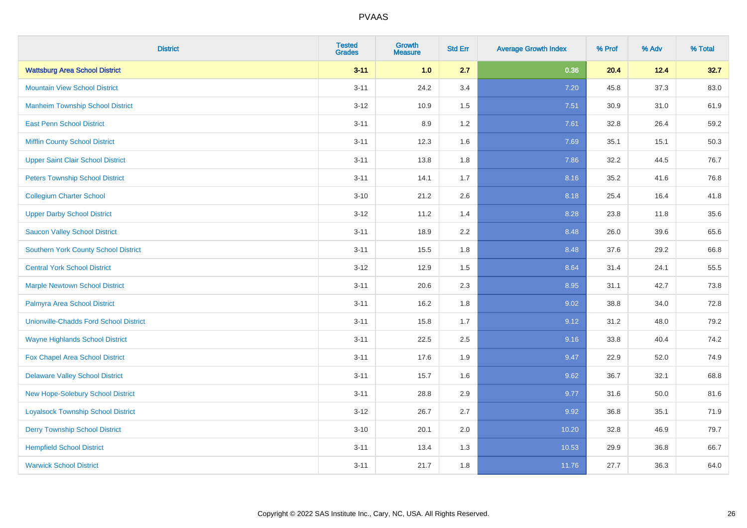| District | Tested Grades | Growth Measure | Std Err | Average Growth Index | % Prof | % Adv | % Total |
|---|---|---|---|---|---|---|---|
| **Wattsburg Area School District** | **3-11** | **1.0** | **2.7** | **0.36** | **20.4** | **12.4** | **32.7** |
| Mountain View School District | 3-11 | 24.2 | 3.4 | 7.20 | 45.8 | 37.3 | 83.0 |
| Manheim Township School District | 3-12 | 10.9 | 1.5 | 7.51 | 30.9 | 31.0 | 61.9 |
| East Penn School District | 3-11 | 8.9 | 1.2 | 7.61 | 32.8 | 26.4 | 59.2 |
| Mifflin County School District | 3-11 | 12.3 | 1.6 | 7.69 | 35.1 | 15.1 | 50.3 |
| Upper Saint Clair School District | 3-11 | 13.8 | 1.8 | 7.86 | 32.2 | 44.5 | 76.7 |
| Peters Township School District | 3-11 | 14.1 | 1.7 | 8.16 | 35.2 | 41.6 | 76.8 |
| Collegium Charter School | 3-10 | 21.2 | 2.6 | 8.18 | 25.4 | 16.4 | 41.8 |
| Upper Darby School District | 3-12 | 11.2 | 1.4 | 8.28 | 23.8 | 11.8 | 35.6 |
| Saucon Valley School District | 3-11 | 18.9 | 2.2 | 8.48 | 26.0 | 39.6 | 65.6 |
| Southern York County School District | 3-11 | 15.5 | 1.8 | 8.48 | 37.6 | 29.2 | 66.8 |
| Central York School District | 3-12 | 12.9 | 1.5 | 8.64 | 31.4 | 24.1 | 55.5 |
| Marple Newtown School District | 3-11 | 20.6 | 2.3 | 8.95 | 31.1 | 42.7 | 73.8 |
| Palmyra Area School District | 3-11 | 16.2 | 1.8 | 9.02 | 38.8 | 34.0 | 72.8 |
| Unionville-Chadds Ford School District | 3-11 | 15.8 | 1.7 | 9.12 | 31.2 | 48.0 | 79.2 |
| Wayne Highlands School District | 3-11 | 22.5 | 2.5 | 9.16 | 33.8 | 40.4 | 74.2 |
| Fox Chapel Area School District | 3-11 | 17.6 | 1.9 | 9.47 | 22.9 | 52.0 | 74.9 |
| Delaware Valley School District | 3-11 | 15.7 | 1.6 | 9.62 | 36.7 | 32.1 | 68.8 |
| New Hope-Solebury School District | 3-11 | 28.8 | 2.9 | 9.77 | 31.6 | 50.0 | 81.6 |
| Loyalsock Township School District | 3-12 | 26.7 | 2.7 | 9.92 | 36.8 | 35.1 | 71.9 |
| Derry Township School District | 3-10 | 20.1 | 2.0 | 10.20 | 32.8 | 46.9 | 79.7 |
| Hempfield School District | 3-11 | 13.4 | 1.3 | 10.53 | 29.9 | 36.8 | 66.7 |
| Warwick School District | 3-11 | 21.7 | 1.8 | 11.76 | 27.7 | 36.3 | 64.0 |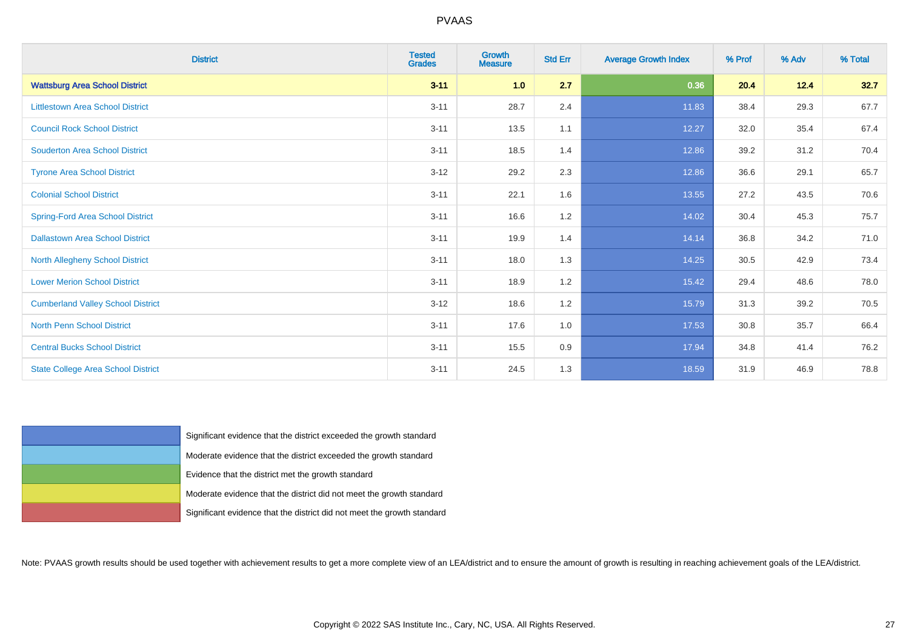PVAAS

| District | Tested Grades | Growth Measure | Std Err | Average Growth Index | % Prof | % Adv | % Total |
|---|---|---|---|---|---|---|---|
| **Wattsburg Area School District** | **3-11** | **1.0** | **2.7** | **0.36** | **20.4** | **12.4** | **32.7** |
| Littlestown Area School District | 3-11 | 28.7 | 2.4 | 11.83 | 38.4 | 29.3 | 67.7 |
| Council Rock School District | 3-11 | 13.5 | 1.1 | 12.27 | 32.0 | 35.4 | 67.4 |
| Souderton Area School District | 3-11 | 18.5 | 1.4 | 12.86 | 39.2 | 31.2 | 70.4 |
| Tyrone Area School District | 3-12 | 29.2 | 2.3 | 12.86 | 36.6 | 29.1 | 65.7 |
| Colonial School District | 3-11 | 22.1 | 1.6 | 13.55 | 27.2 | 43.5 | 70.6 |
| Spring-Ford Area School District | 3-11 | 16.6 | 1.2 | 14.02 | 30.4 | 45.3 | 75.7 |
| Dallastown Area School District | 3-11 | 19.9 | 1.4 | 14.14 | 36.8 | 34.2 | 71.0 |
| North Allegheny School District | 3-11 | 18.0 | 1.3 | 14.25 | 30.5 | 42.9 | 73.4 |
| Lower Merion School District | 3-11 | 18.9 | 1.2 | 15.42 | 29.4 | 48.6 | 78.0 |
| Cumberland Valley School District | 3-12 | 18.6 | 1.2 | 15.79 | 31.3 | 39.2 | 70.5 |
| North Penn School District | 3-11 | 17.6 | 1.0 | 17.53 | 30.8 | 35.7 | 66.4 |
| Central Bucks School District | 3-11 | 15.5 | 0.9 | 17.94 | 34.8 | 41.4 | 76.2 |
| State College Area School District | 3-11 | 24.5 | 1.3 | 18.59 | 31.9 | 46.9 | 78.8 |

- Significant evidence that the district exceeded the growth standard
- Moderate evidence that the district exceeded the growth standard
- Evidence that the district met the growth standard
- Moderate evidence that the district did not meet the growth standard
- Significant evidence that the district did not meet the growth standard

Note: PVAAS growth results should be used together with achievement results to get a more complete view of an LEA/district and to ensure the amount of growth is resulting in reaching achievement goals of the LEA/district.

Copyright © 2022 SAS Institute Inc., Cary, NC, USA. All Rights Reserved.